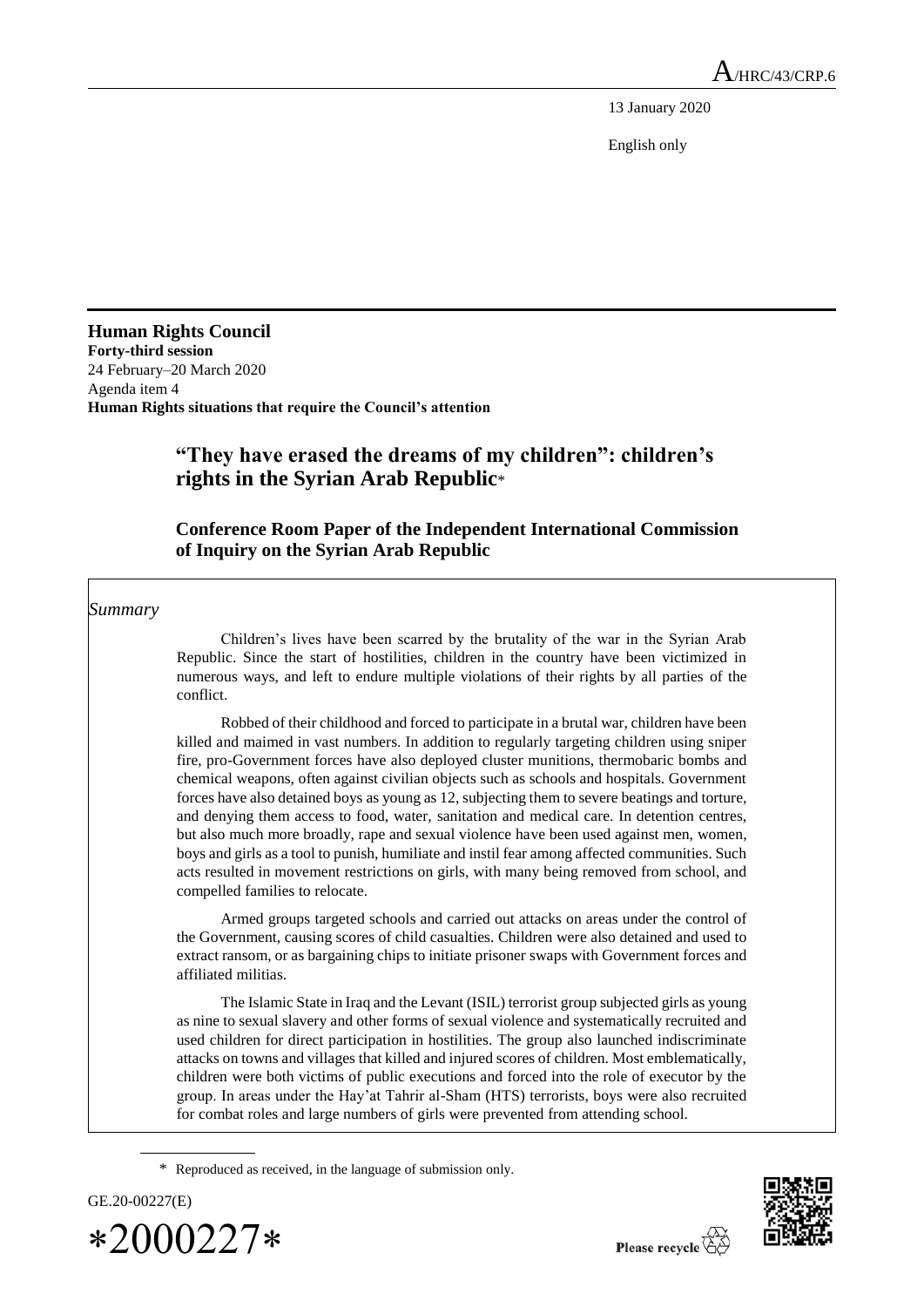A/HRC/43/CRP.6

13 January 2020

English only

**Human Rights Council**
**Forty-third session**
24 February–20 March 2020
Agenda item 4
**Human Rights situations that require the Council's attention**

# "They have erased the dreams of my children": children's rights in the Syrian Arab Republic*

## Conference Room Paper of the Independent International Commission of Inquiry on the Syrian Arab Republic

*Summary*

Children's lives have been scarred by the brutality of the war in the Syrian Arab Republic. Since the start of hostilities, children in the country have been victimized in numerous ways, and left to endure multiple violations of their rights by all parties of the conflict.

Robbed of their childhood and forced to participate in a brutal war, children have been killed and maimed in vast numbers. In addition to regularly targeting children using sniper fire, pro-Government forces have also deployed cluster munitions, thermobaric bombs and chemical weapons, often against civilian objects such as schools and hospitals. Government forces have also detained boys as young as 12, subjecting them to severe beatings and torture, and denying them access to food, water, sanitation and medical care. In detention centres, but also much more broadly, rape and sexual violence have been used against men, women, boys and girls as a tool to punish, humiliate and instil fear among affected communities. Such acts resulted in movement restrictions on girls, with many being removed from school, and compelled families to relocate.

Armed groups targeted schools and carried out attacks on areas under the control of the Government, causing scores of child casualties. Children were also detained and used to extract ransom, or as bargaining chips to initiate prisoner swaps with Government forces and affiliated militias.

The Islamic State in Iraq and the Levant (ISIL) terrorist group subjected girls as young as nine to sexual slavery and other forms of sexual violence and systematically recruited and used children for direct participation in hostilities. The group also launched indiscriminate attacks on towns and villages that killed and injured scores of children. Most emblematically, children were both victims of public executions and forced into the role of executor by the group. In areas under the Hay'at Tahrir al-Sham (HTS) terrorists, boys were also recruited for combat roles and large numbers of girls were prevented from attending school.

\* Reproduced as received, in the language of submission only.

GE.20-00227(E)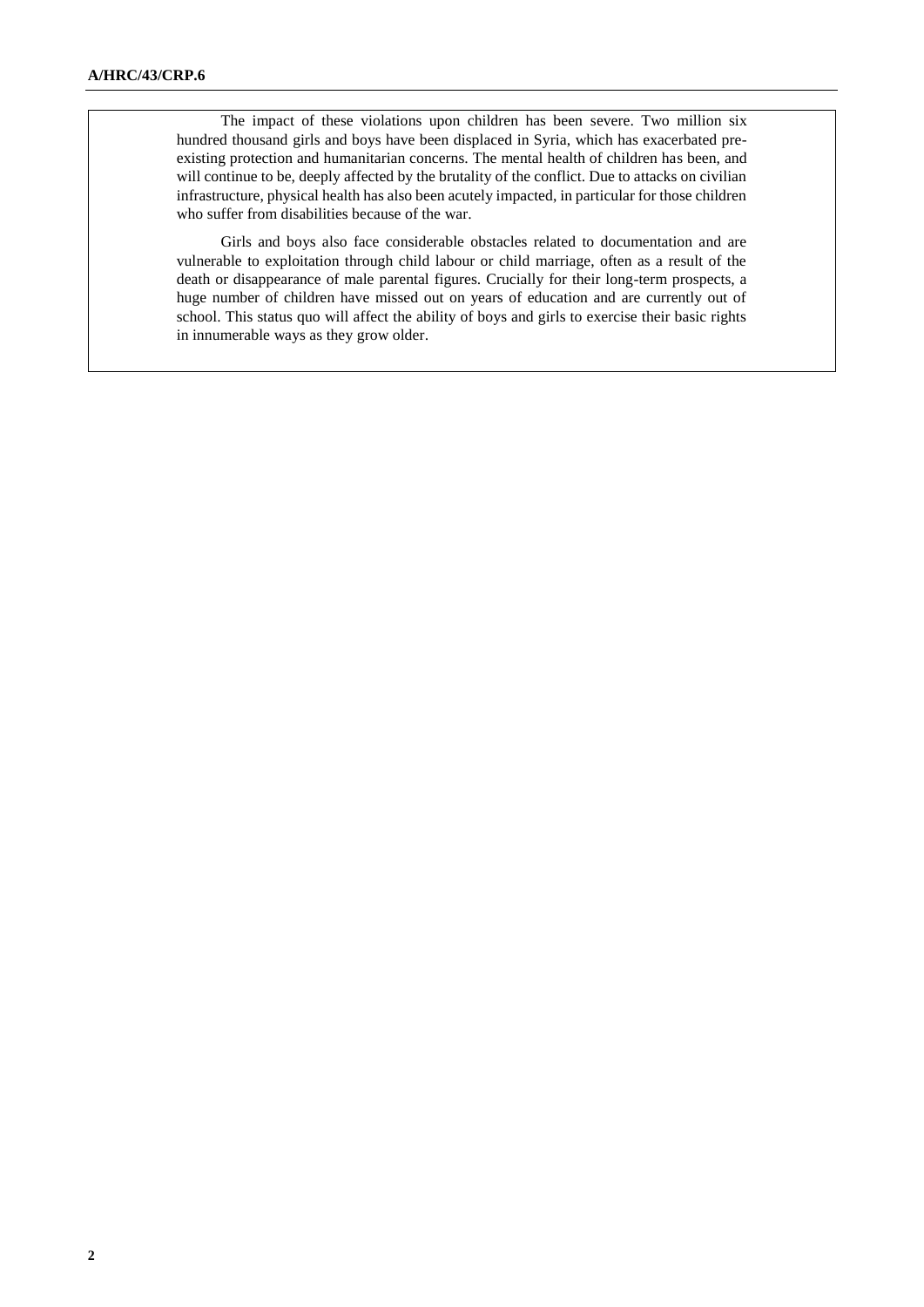The impact of these violations upon children has been severe. Two million six hundred thousand girls and boys have been displaced in Syria, which has exacerbated pre-existing protection and humanitarian concerns. The mental health of children has been, and will continue to be, deeply affected by the brutality of the conflict. Due to attacks on civilian infrastructure, physical health has also been acutely impacted, in particular for those children who suffer from disabilities because of the war.

Girls and boys also face considerable obstacles related to documentation and are vulnerable to exploitation through child labour or child marriage, often as a result of the death or disappearance of male parental figures. Crucially for their long-term prospects, a huge number of children have missed out on years of education and are currently out of school. This status quo will affect the ability of boys and girls to exercise their basic rights in innumerable ways as they grow older.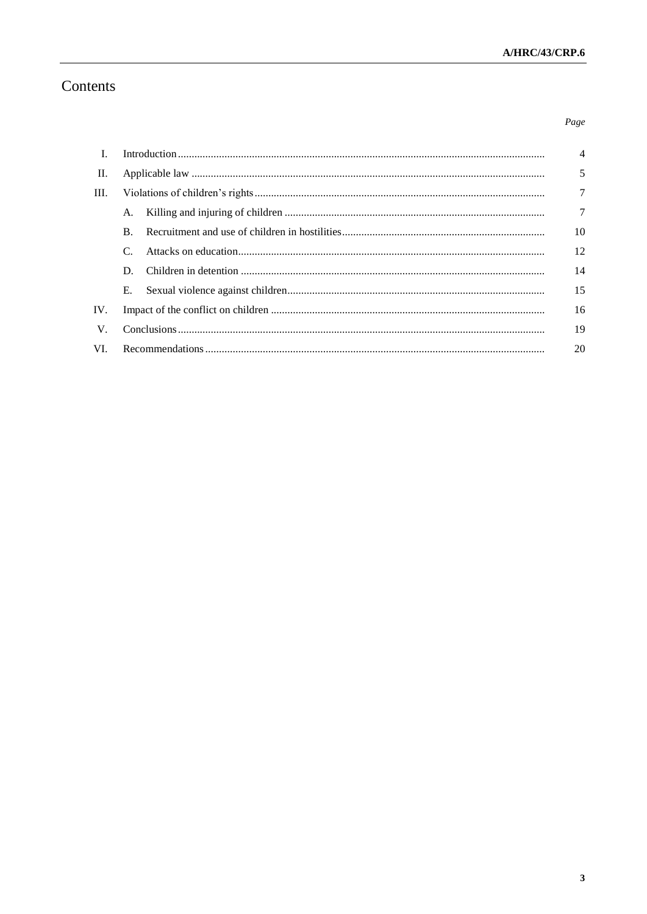# Contents

| | | | Page |
|---|---|---|---|
| I. | Introduction | | 4 |
| II. | Applicable law | | 5 |
| III. | Violations of children's rights | | 7 |
| | A. | Killing and injuring of children | 7 |
| | B. | Recruitment and use of children in hostilities | 10 |
| | C. | Attacks on education | 12 |
| | D. | Children in detention | 14 |
| | E. | Sexual violence against children | 15 |
| IV. | Impact of the conflict on children | | 16 |
| V. | Conclusions | | 19 |
| VI. | Recommendations | | 20 |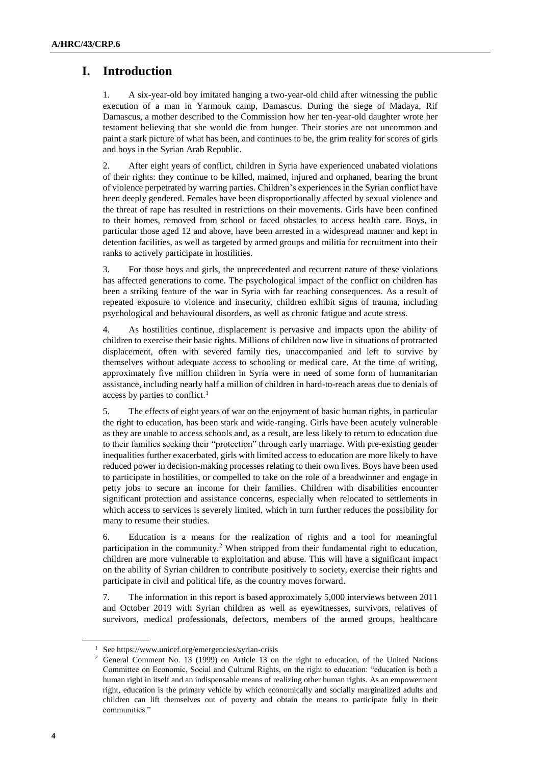# I. Introduction

1. A six-year-old boy imitated hanging a two-year-old child after witnessing the public execution of a man in Yarmouk camp, Damascus. During the siege of Madaya, Rif Damascus, a mother described to the Commission how her ten-year-old daughter wrote her testament believing that she would die from hunger. Their stories are not uncommon and paint a stark picture of what has been, and continues to be, the grim reality for scores of girls and boys in the Syrian Arab Republic.

2. After eight years of conflict, children in Syria have experienced unabated violations of their rights: they continue to be killed, maimed, injured and orphaned, bearing the brunt of violence perpetrated by warring parties. Children's experiences in the Syrian conflict have been deeply gendered. Females have been disproportionally affected by sexual violence and the threat of rape has resulted in restrictions on their movements. Girls have been confined to their homes, removed from school or faced obstacles to access health care. Boys, in particular those aged 12 and above, have been arrested in a widespread manner and kept in detention facilities, as well as targeted by armed groups and militia for recruitment into their ranks to actively participate in hostilities.

3. For those boys and girls, the unprecedented and recurrent nature of these violations has affected generations to come. The psychological impact of the conflict on children has been a striking feature of the war in Syria with far reaching consequences. As a result of repeated exposure to violence and insecurity, children exhibit signs of trauma, including psychological and behavioural disorders, as well as chronic fatigue and acute stress.

4. As hostilities continue, displacement is pervasive and impacts upon the ability of children to exercise their basic rights. Millions of children now live in situations of protracted displacement, often with severed family ties, unaccompanied and left to survive by themselves without adequate access to schooling or medical care. At the time of writing, approximately five million children in Syria were in need of some form of humanitarian assistance, including nearly half a million of children in hard-to-reach areas due to denials of access by parties to conflict.[1]

5. The effects of eight years of war on the enjoyment of basic human rights, in particular the right to education, has been stark and wide-ranging. Girls have been acutely vulnerable as they are unable to access schools and, as a result, are less likely to return to education due to their families seeking their "protection" through early marriage. With pre-existing gender inequalities further exacerbated, girls with limited access to education are more likely to have reduced power in decision-making processes relating to their own lives. Boys have been used to participate in hostilities, or compelled to take on the role of a breadwinner and engage in petty jobs to secure an income for their families. Children with disabilities encounter significant protection and assistance concerns, especially when relocated to settlements in which access to services is severely limited, which in turn further reduces the possibility for many to resume their studies.

6. Education is a means for the realization of rights and a tool for meaningful participation in the community.[2] When stripped from their fundamental right to education, children are more vulnerable to exploitation and abuse. This will have a significant impact on the ability of Syrian children to contribute positively to society, exercise their rights and participate in civil and political life, as the country moves forward.

7. The information in this report is based approximately 5,000 interviews between 2011 and October 2019 with Syrian children as well as eyewitnesses, survivors, relatives of survivors, medical professionals, defectors, members of the armed groups, healthcare

---

[1] See https://www.unicef.org/emergencies/syrian-crisis

[2] General Comment No. 13 (1999) on Article 13 on the right to education, of the United Nations Committee on Economic, Social and Cultural Rights, on the right to education: "education is both a human right in itself and an indispensable means of realizing other human rights. As an empowerment right, education is the primary vehicle by which economically and socially marginalized adults and children can lift themselves out of poverty and obtain the means to participate fully in their communities."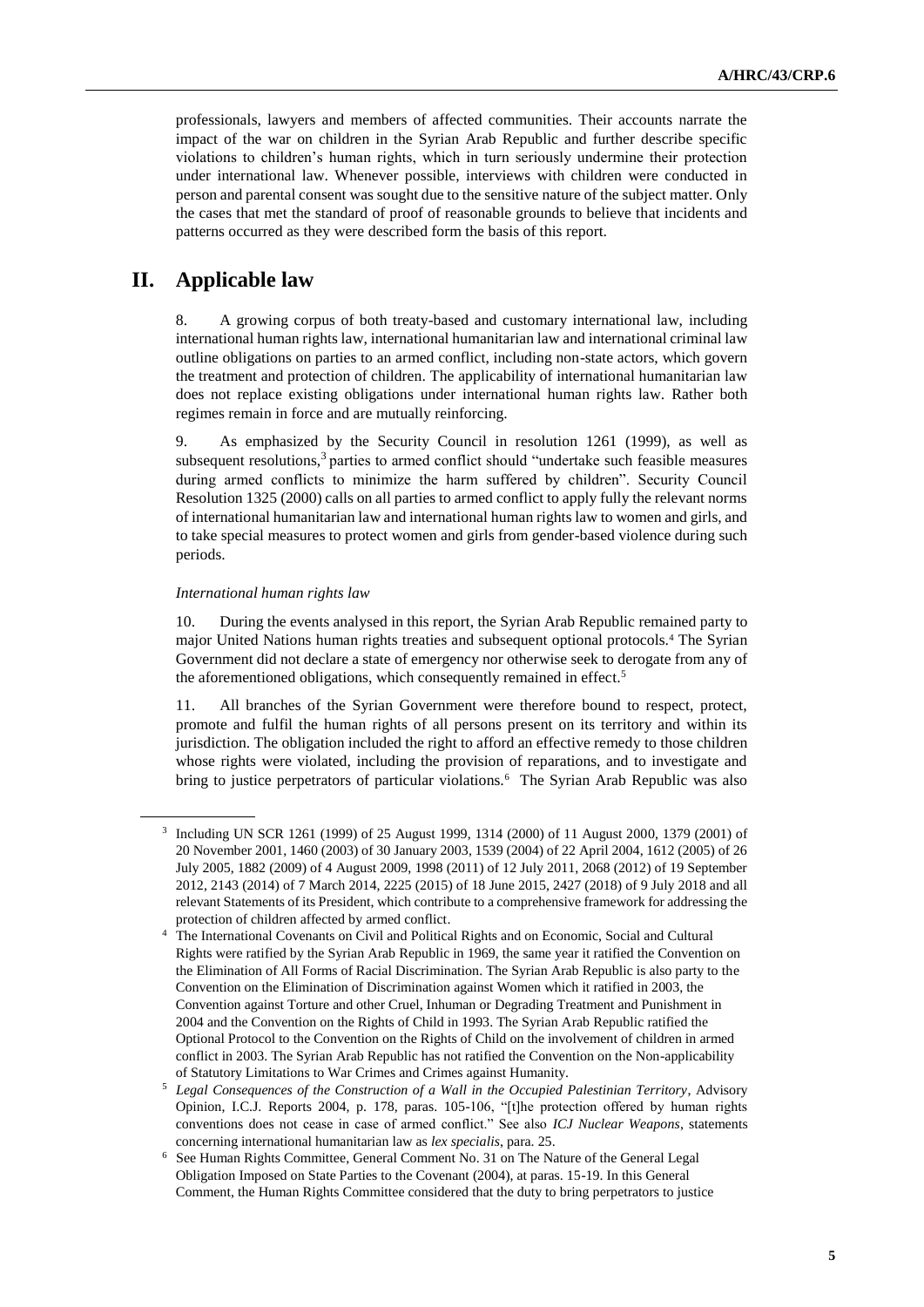professionals, lawyers and members of affected communities. Their accounts narrate the impact of the war on children in the Syrian Arab Republic and further describe specific violations to children's human rights, which in turn seriously undermine their protection under international law. Whenever possible, interviews with children were conducted in person and parental consent was sought due to the sensitive nature of the subject matter. Only the cases that met the standard of proof of reasonable grounds to believe that incidents and patterns occurred as they were described form the basis of this report.

## II. Applicable law

8. A growing corpus of both treaty-based and customary international law, including international human rights law, international humanitarian law and international criminal law outline obligations on parties to an armed conflict, including non-state actors, which govern the treatment and protection of children. The applicability of international humanitarian law does not replace existing obligations under international human rights law. Rather both regimes remain in force and are mutually reinforcing.

9. As emphasized by the Security Council in resolution 1261 (1999), as well as subsequent resolutions,[3] parties to armed conflict should "undertake such feasible measures during armed conflicts to minimize the harm suffered by children". Security Council Resolution 1325 (2000) calls on all parties to armed conflict to apply fully the relevant norms of international humanitarian law and international human rights law to women and girls, and to take special measures to protect women and girls from gender-based violence during such periods.

*International human rights law*

10. During the events analysed in this report, the Syrian Arab Republic remained party to major United Nations human rights treaties and subsequent optional protocols.[4] The Syrian Government did not declare a state of emergency nor otherwise seek to derogate from any of the aforementioned obligations, which consequently remained in effect.[5]

11. All branches of the Syrian Government were therefore bound to respect, protect, promote and fulfil the human rights of all persons present on its territory and within its jurisdiction. The obligation included the right to afford an effective remedy to those children whose rights were violated, including the provision of reparations, and to investigate and bring to justice perpetrators of particular violations.[6] The Syrian Arab Republic was also

---

[3] Including UN SCR 1261 (1999) of 25 August 1999, 1314 (2000) of 11 August 2000, 1379 (2001) of 20 November 2001, 1460 (2003) of 30 January 2003, 1539 (2004) of 22 April 2004, 1612 (2005) of 26 July 2005, 1882 (2009) of 4 August 2009, 1998 (2011) of 12 July 2011, 2068 (2012) of 19 September 2012, 2143 (2014) of 7 March 2014, 2225 (2015) of 18 June 2015, 2427 (2018) of 9 July 2018 and all relevant Statements of its President, which contribute to a comprehensive framework for addressing the protection of children affected by armed conflict.

[4] The International Covenants on Civil and Political Rights and on Economic, Social and Cultural Rights were ratified by the Syrian Arab Republic in 1969, the same year it ratified the Convention on the Elimination of All Forms of Racial Discrimination. The Syrian Arab Republic is also party to the Convention on the Elimination of Discrimination against Women which it ratified in 2003, the Convention against Torture and other Cruel, Inhuman or Degrading Treatment and Punishment in 2004 and the Convention on the Rights of Child in 1993. The Syrian Arab Republic ratified the Optional Protocol to the Convention on the Rights of Child on the involvement of children in armed conflict in 2003. The Syrian Arab Republic has not ratified the Convention on the Non-applicability of Statutory Limitations to War Crimes and Crimes against Humanity.

[5] *Legal Consequences of the Construction of a Wall in the Occupied Palestinian Territory*, Advisory Opinion, I.C.J. Reports 2004, p. 178, paras. 105-106, "[t]he protection offered by human rights conventions does not cease in case of armed conflict." See also *ICJ Nuclear Weapons*, statements concerning international humanitarian law as *lex specialis*, para. 25.

[6] See Human Rights Committee, General Comment No. 31 on The Nature of the General Legal Obligation Imposed on State Parties to the Covenant (2004), at paras. 15-19. In this General Comment, the Human Rights Committee considered that the duty to bring perpetrators to justice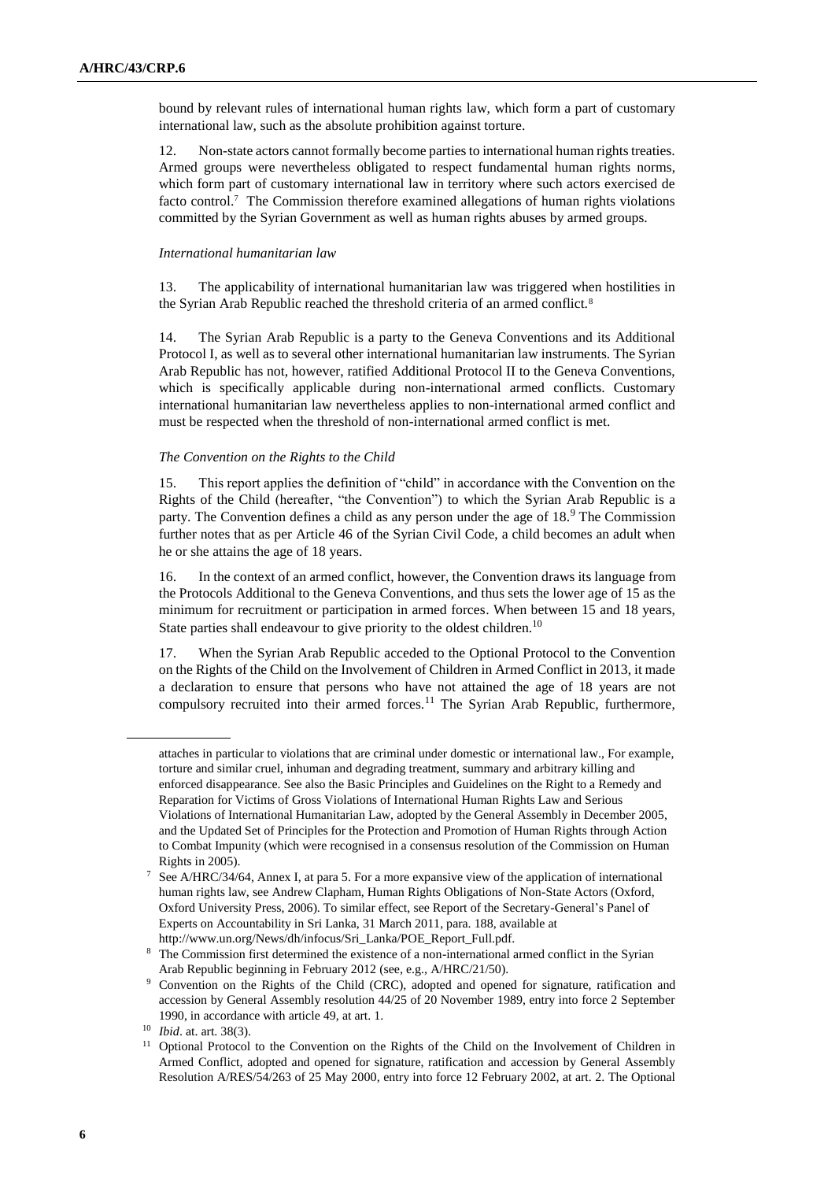bound by relevant rules of international human rights law, which form a part of customary international law, such as the absolute prohibition against torture.

12. Non-state actors cannot formally become parties to international human rights treaties. Armed groups were nevertheless obligated to respect fundamental human rights norms, which form part of customary international law in territory where such actors exercised de facto control.[7] The Commission therefore examined allegations of human rights violations committed by the Syrian Government as well as human rights abuses by armed groups.

*International humanitarian law*

13. The applicability of international humanitarian law was triggered when hostilities in the Syrian Arab Republic reached the threshold criteria of an armed conflict.[8]

14. The Syrian Arab Republic is a party to the Geneva Conventions and its Additional Protocol I, as well as to several other international humanitarian law instruments. The Syrian Arab Republic has not, however, ratified Additional Protocol II to the Geneva Conventions, which is specifically applicable during non-international armed conflicts. Customary international humanitarian law nevertheless applies to non-international armed conflict and must be respected when the threshold of non-international armed conflict is met.

*The Convention on the Rights to the Child*

15. This report applies the definition of "child" in accordance with the Convention on the Rights of the Child (hereafter, "the Convention") to which the Syrian Arab Republic is a party. The Convention defines a child as any person under the age of 18.[9] The Commission further notes that as per Article 46 of the Syrian Civil Code, a child becomes an adult when he or she attains the age of 18 years.

16. In the context of an armed conflict, however, the Convention draws its language from the Protocols Additional to the Geneva Conventions, and thus sets the lower age of 15 as the minimum for recruitment or participation in armed forces. When between 15 and 18 years, State parties shall endeavour to give priority to the oldest children.[10]

17. When the Syrian Arab Republic acceded to the Optional Protocol to the Convention on the Rights of the Child on the Involvement of Children in Armed Conflict in 2013, it made a declaration to ensure that persons who have not attained the age of 18 years are not compulsory recruited into their armed forces.[11] The Syrian Arab Republic, furthermore,

---

attaches in particular to violations that are criminal under domestic or international law., For example, torture and similar cruel, inhuman and degrading treatment, summary and arbitrary killing and enforced disappearance. See also the Basic Principles and Guidelines on the Right to a Remedy and Reparation for Victims of Gross Violations of International Human Rights Law and Serious Violations of International Humanitarian Law, adopted by the General Assembly in December 2005, and the Updated Set of Principles for the Protection and Promotion of Human Rights through Action to Combat Impunity (which were recognised in a consensus resolution of the Commission on Human Rights in 2005).

[7] See A/HRC/34/64, Annex I, at para 5. For a more expansive view of the application of international human rights law, see Andrew Clapham, Human Rights Obligations of Non-State Actors (Oxford, Oxford University Press, 2006). To similar effect, see Report of the Secretary-General's Panel of Experts on Accountability in Sri Lanka, 31 March 2011, para. 188, available at http://www.un.org/News/dh/infocus/Sri_Lanka/POE_Report_Full.pdf.

[8] The Commission first determined the existence of a non-international armed conflict in the Syrian Arab Republic beginning in February 2012 (see, e.g., A/HRC/21/50).

[9] Convention on the Rights of the Child (CRC), adopted and opened for signature, ratification and accession by General Assembly resolution 44/25 of 20 November 1989, entry into force 2 September 1990, in accordance with article 49, at art. 1.

[10] *Ibid*. at. art. 38(3).

[11] Optional Protocol to the Convention on the Rights of the Child on the Involvement of Children in Armed Conflict, adopted and opened for signature, ratification and accession by General Assembly Resolution A/RES/54/263 of 25 May 2000, entry into force 12 February 2002, at art. 2. The Optional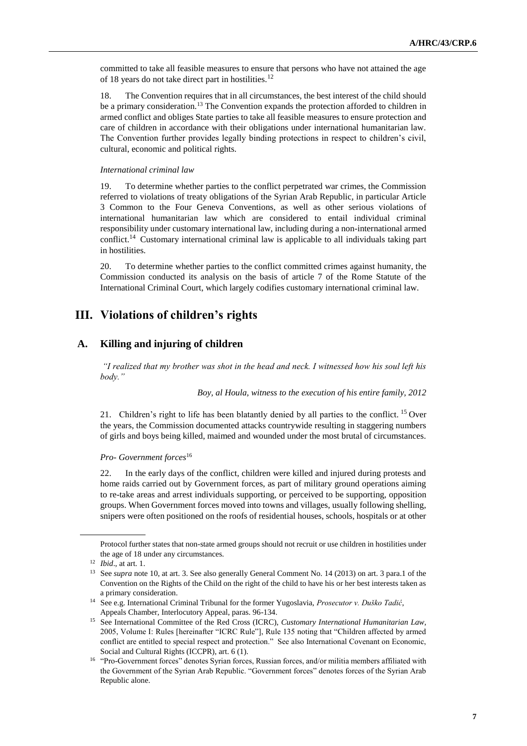committed to take all feasible measures to ensure that persons who have not attained the age of 18 years do not take direct part in hostilities.[12]

18. The Convention requires that in all circumstances, the best interest of the child should be a primary consideration.[13] The Convention expands the protection afforded to children in armed conflict and obliges State parties to take all feasible measures to ensure protection and care of children in accordance with their obligations under international humanitarian law. The Convention further provides legally binding protections in respect to children's civil, cultural, economic and political rights.

*International criminal law*

19. To determine whether parties to the conflict perpetrated war crimes, the Commission referred to violations of treaty obligations of the Syrian Arab Republic, in particular Article 3 Common to the Four Geneva Conventions, as well as other serious violations of international humanitarian law which are considered to entail individual criminal responsibility under customary international law, including during a non-international armed conflict.[14] Customary international criminal law is applicable to all individuals taking part in hostilities.

20. To determine whether parties to the conflict committed crimes against humanity, the Commission conducted its analysis on the basis of article 7 of the Rome Statute of the International Criminal Court, which largely codifies customary international criminal law.

# III. Violations of children's rights

## A. Killing and injuring of children

*"I realized that my brother was shot in the head and neck. I witnessed how his soul left his body."*

*Boy, al Houla, witness to the execution of his entire family, 2012*

21. Children's right to life has been blatantly denied by all parties to the conflict.[15] Over the years, the Commission documented attacks countrywide resulting in staggering numbers of girls and boys being killed, maimed and wounded under the most brutal of circumstances.

*Pro- Government forces*[16]

22. In the early days of the conflict, children were killed and injured during protests and home raids carried out by Government forces, as part of military ground operations aiming to re-take areas and arrest individuals supporting, or perceived to be supporting, opposition groups. When Government forces moved into towns and villages, usually following shelling, snipers were often positioned on the roofs of residential houses, schools, hospitals or at other

---

Protocol further states that non-state armed groups should not recruit or use children in hostilities under the age of 18 under any circumstances.

[12] *Ibid*., at art. 1.

[13] See *supra* note 10, at art. 3. See also generally General Comment No. 14 (2013) on art. 3 para.1 of the Convention on the Rights of the Child on the right of the child to have his or her best interests taken as a primary consideration.

[14] See e.g. International Criminal Tribunal for the former Yugoslavia, *Prosecutor v. Duško Tadić*, Appeals Chamber, Interlocutory Appeal, paras. 96-134.

[15] See International Committee of the Red Cross (ICRC), *Customary International Humanitarian Law*, 2005, Volume I: Rules [hereinafter "ICRC Rule"], Rule 135 noting that "Children affected by armed conflict are entitled to special respect and protection." See also International Covenant on Economic, Social and Cultural Rights (ICCPR), art. 6 (1).

[16] "Pro-Government forces" denotes Syrian forces, Russian forces, and/or militia members affiliated with the Government of the Syrian Arab Republic. "Government forces" denotes forces of the Syrian Arab Republic alone.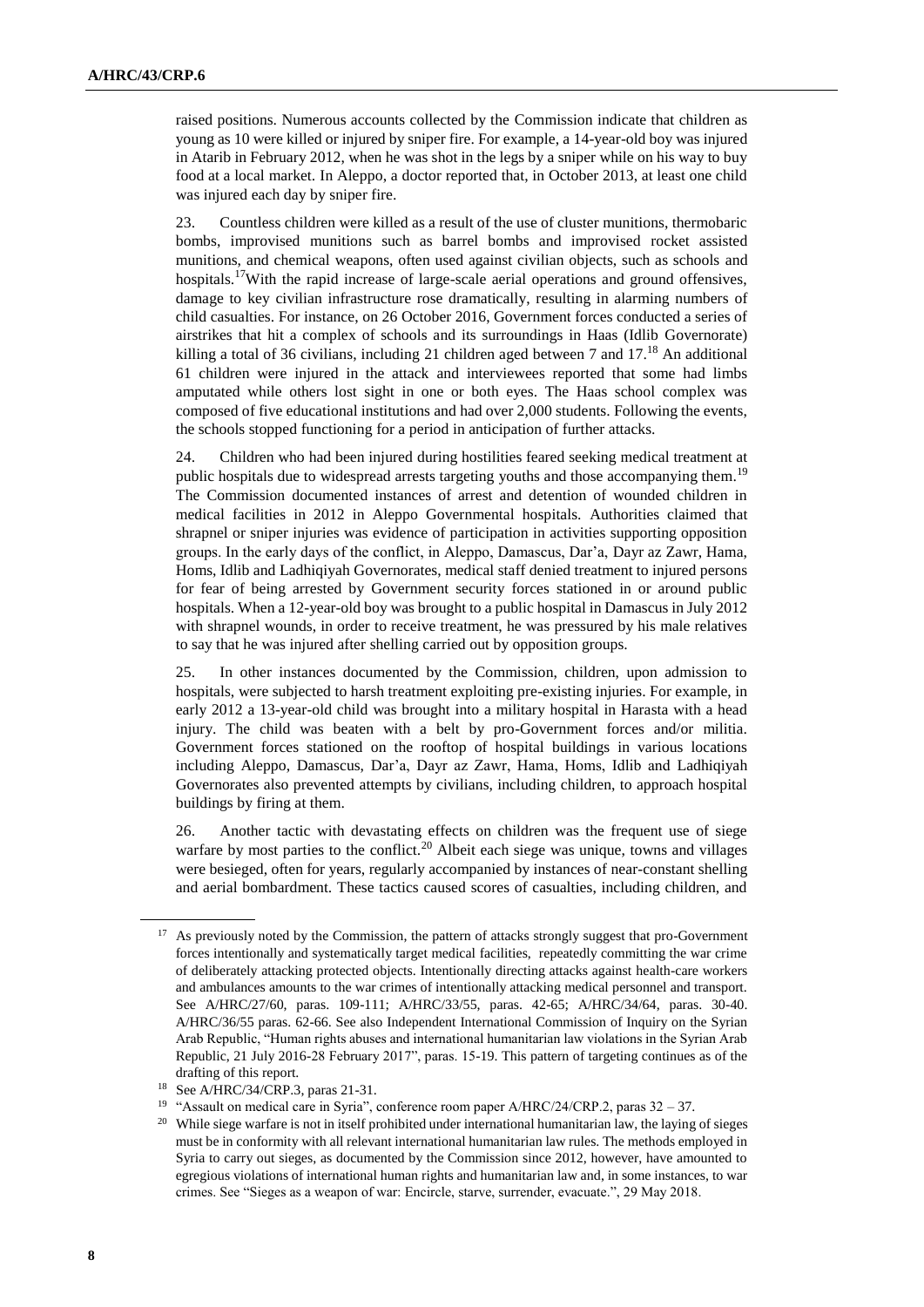raised positions. Numerous accounts collected by the Commission indicate that children as young as 10 were killed or injured by sniper fire. For example, a 14-year-old boy was injured in Atarib in February 2012, when he was shot in the legs by a sniper while on his way to buy food at a local market. In Aleppo, a doctor reported that, in October 2013, at least one child was injured each day by sniper fire.

23. Countless children were killed as a result of the use of cluster munitions, thermobaric bombs, improvised munitions such as barrel bombs and improvised rocket assisted munitions, and chemical weapons, often used against civilian objects, such as schools and hospitals.[17] With the rapid increase of large-scale aerial operations and ground offensives, damage to key civilian infrastructure rose dramatically, resulting in alarming numbers of child casualties. For instance, on 26 October 2016, Government forces conducted a series of airstrikes that hit a complex of schools and its surroundings in Haas (Idlib Governorate) killing a total of 36 civilians, including 21 children aged between 7 and 17.[18] An additional 61 children were injured in the attack and interviewees reported that some had limbs amputated while others lost sight in one or both eyes. The Haas school complex was composed of five educational institutions and had over 2,000 students. Following the events, the schools stopped functioning for a period in anticipation of further attacks.

24. Children who had been injured during hostilities feared seeking medical treatment at public hospitals due to widespread arrests targeting youths and those accompanying them.[19] The Commission documented instances of arrest and detention of wounded children in medical facilities in 2012 in Aleppo Governmental hospitals. Authorities claimed that shrapnel or sniper injuries was evidence of participation in activities supporting opposition groups. In the early days of the conflict, in Aleppo, Damascus, Dar'a, Dayr az Zawr, Hama, Homs, Idlib and Ladhiqiyah Governorates, medical staff denied treatment to injured persons for fear of being arrested by Government security forces stationed in or around public hospitals. When a 12-year-old boy was brought to a public hospital in Damascus in July 2012 with shrapnel wounds, in order to receive treatment, he was pressured by his male relatives to say that he was injured after shelling carried out by opposition groups.

25. In other instances documented by the Commission, children, upon admission to hospitals, were subjected to harsh treatment exploiting pre-existing injuries. For example, in early 2012 a 13-year-old child was brought into a military hospital in Harasta with a head injury. The child was beaten with a belt by pro-Government forces and/or militia. Government forces stationed on the rooftop of hospital buildings in various locations including Aleppo, Damascus, Dar'a, Dayr az Zawr, Hama, Homs, Idlib and Ladhiqiyah Governorates also prevented attempts by civilians, including children, to approach hospital buildings by firing at them.

26. Another tactic with devastating effects on children was the frequent use of siege warfare by most parties to the conflict.[20] Albeit each siege was unique, towns and villages were besieged, often for years, regularly accompanied by instances of near-constant shelling and aerial bombardment. These tactics caused scores of casualties, including children, and

---

[17] As previously noted by the Commission, the pattern of attacks strongly suggest that pro-Government forces intentionally and systematically target medical facilities, repeatedly committing the war crime of deliberately attacking protected objects. Intentionally directing attacks against health-care workers and ambulances amounts to the war crimes of intentionally attacking medical personnel and transport. See A/HRC/27/60, paras. 109-111; A/HRC/33/55, paras. 42-65; A/HRC/34/64, paras. 30-40. A/HRC/36/55 paras. 62-66. See also Independent International Commission of Inquiry on the Syrian Arab Republic, "Human rights abuses and international humanitarian law violations in the Syrian Arab Republic, 21 July 2016-28 February 2017", paras. 15-19. This pattern of targeting continues as of the drafting of this report.

[18] See A/HRC/34/CRP.3, paras 21-31.

[19] "Assault on medical care in Syria", conference room paper A/HRC/24/CRP.2, paras 32 – 37.

[20] While siege warfare is not in itself prohibited under international humanitarian law, the laying of sieges must be in conformity with all relevant international humanitarian law rules. The methods employed in Syria to carry out sieges, as documented by the Commission since 2012, however, have amounted to egregious violations of international human rights and humanitarian law and, in some instances, to war crimes. See "Sieges as a weapon of war: Encircle, starve, surrender, evacuate.", 29 May 2018.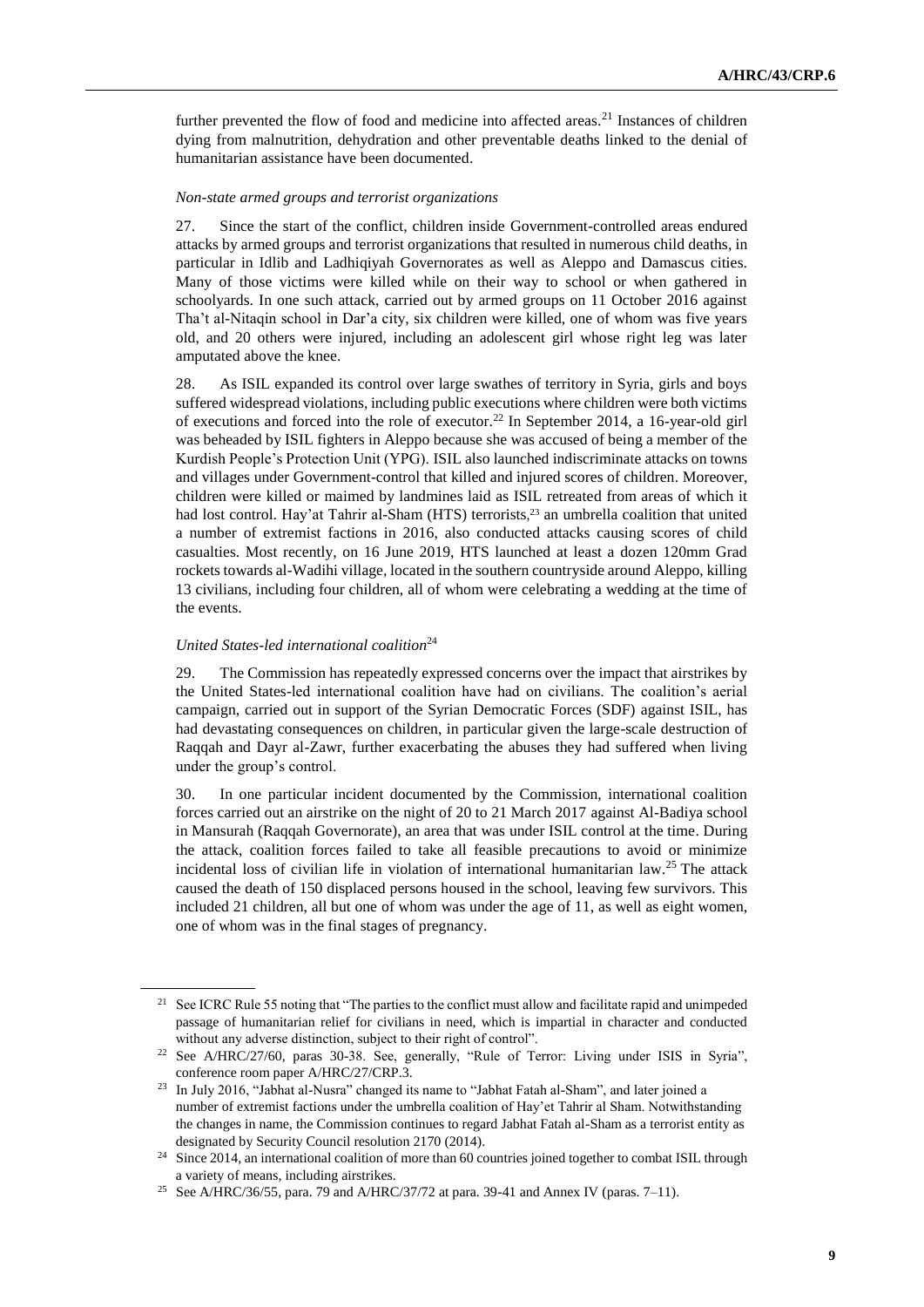further prevented the flow of food and medicine into affected areas.[21] Instances of children dying from malnutrition, dehydration and other preventable deaths linked to the denial of humanitarian assistance have been documented.

*Non-state armed groups and terrorist organizations*

27. Since the start of the conflict, children inside Government-controlled areas endured attacks by armed groups and terrorist organizations that resulted in numerous child deaths, in particular in Idlib and Ladhiqiyah Governorates as well as Aleppo and Damascus cities. Many of those victims were killed while on their way to school or when gathered in schoolyards. In one such attack, carried out by armed groups on 11 October 2016 against Tha't al-Nitaqin school in Dar'a city, six children were killed, one of whom was five years old, and 20 others were injured, including an adolescent girl whose right leg was later amputated above the knee.

28. As ISIL expanded its control over large swathes of territory in Syria, girls and boys suffered widespread violations, including public executions where children were both victims of executions and forced into the role of executor.[22] In September 2014, a 16-year-old girl was beheaded by ISIL fighters in Aleppo because she was accused of being a member of the Kurdish People's Protection Unit (YPG). ISIL also launched indiscriminate attacks on towns and villages under Government-control that killed and injured scores of children. Moreover, children were killed or maimed by landmines laid as ISIL retreated from areas of which it had lost control. Hay'at Tahrir al-Sham (HTS) terrorists,[23] an umbrella coalition that united a number of extremist factions in 2016, also conducted attacks causing scores of child casualties. Most recently, on 16 June 2019, HTS launched at least a dozen 120mm Grad rockets towards al-Wadihi village, located in the southern countryside around Aleppo, killing 13 civilians, including four children, all of whom were celebrating a wedding at the time of the events.

*United States-led international coalition*[24]

29. The Commission has repeatedly expressed concerns over the impact that airstrikes by the United States-led international coalition have had on civilians. The coalition's aerial campaign, carried out in support of the Syrian Democratic Forces (SDF) against ISIL, has had devastating consequences on children, in particular given the large-scale destruction of Raqqah and Dayr al-Zawr, further exacerbating the abuses they had suffered when living under the group's control.

30. In one particular incident documented by the Commission, international coalition forces carried out an airstrike on the night of 20 to 21 March 2017 against Al-Badiya school in Mansurah (Raqqah Governorate), an area that was under ISIL control at the time. During the attack, coalition forces failed to take all feasible precautions to avoid or minimize incidental loss of civilian life in violation of international humanitarian law.[25] The attack caused the death of 150 displaced persons housed in the school, leaving few survivors. This included 21 children, all but one of whom was under the age of 11, as well as eight women, one of whom was in the final stages of pregnancy.

---

[21] See ICRC Rule 55 noting that "The parties to the conflict must allow and facilitate rapid and unimpeded passage of humanitarian relief for civilians in need, which is impartial in character and conducted without any adverse distinction, subject to their right of control".

[22] See A/HRC/27/60, paras 30-38. See, generally, "Rule of Terror: Living under ISIS in Syria", conference room paper A/HRC/27/CRP.3.

[23] In July 2016, "Jabhat al-Nusra" changed its name to "Jabhat Fatah al-Sham", and later joined a number of extremist factions under the umbrella coalition of Hay'et Tahrir al Sham. Notwithstanding the changes in name, the Commission continues to regard Jabhat Fatah al-Sham as a terrorist entity as designated by Security Council resolution 2170 (2014).

[24] Since 2014, an international coalition of more than 60 countries joined together to combat ISIL through a variety of means, including airstrikes.

[25] See A/HRC/36/55, para. 79 and A/HRC/37/72 at para. 39-41 and Annex IV (paras. 7–11).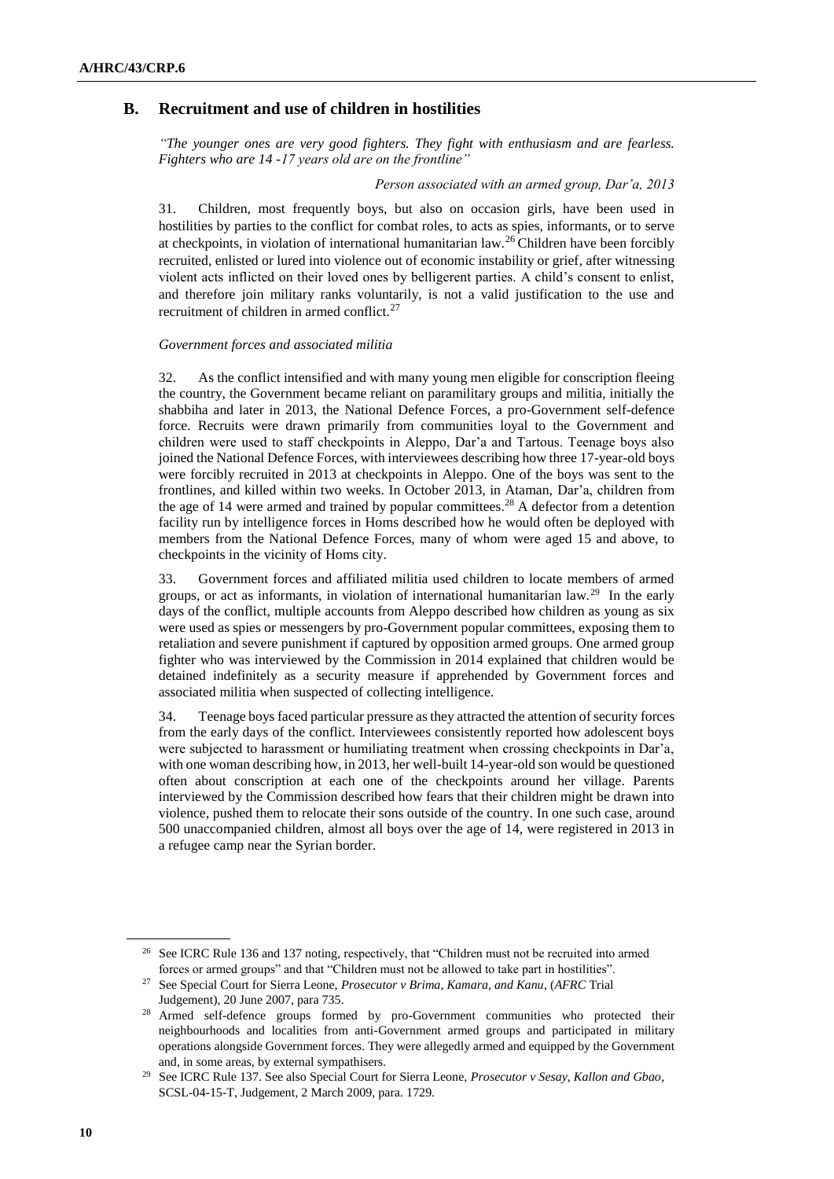## B. Recruitment and use of children in hostilities

*"The younger ones are very good fighters. They fight with enthusiasm and are fearless. Fighters who are 14 -17 years old are on the frontline"*

*Person associated with an armed group, Dar'a, 2013*

31. Children, most frequently boys, but also on occasion girls, have been used in hostilities by parties to the conflict for combat roles, to acts as spies, informants, or to serve at checkpoints, in violation of international humanitarian law.[26] Children have been forcibly recruited, enlisted or lured into violence out of economic instability or grief, after witnessing violent acts inflicted on their loved ones by belligerent parties. A child's consent to enlist, and therefore join military ranks voluntarily, is not a valid justification to the use and recruitment of children in armed conflict.[27]

*Government forces and associated militia*

32. As the conflict intensified and with many young men eligible for conscription fleeing the country, the Government became reliant on paramilitary groups and militia, initially the shabbiha and later in 2013, the National Defence Forces, a pro-Government self-defence force. Recruits were drawn primarily from communities loyal to the Government and children were used to staff checkpoints in Aleppo, Dar'a and Tartous. Teenage boys also joined the National Defence Forces, with interviewees describing how three 17-year-old boys were forcibly recruited in 2013 at checkpoints in Aleppo. One of the boys was sent to the frontlines, and killed within two weeks. In October 2013, in Ataman, Dar'a, children from the age of 14 were armed and trained by popular committees.[28] A defector from a detention facility run by intelligence forces in Homs described how he would often be deployed with members from the National Defence Forces, many of whom were aged 15 and above, to checkpoints in the vicinity of Homs city.

33. Government forces and affiliated militia used children to locate members of armed groups, or act as informants, in violation of international humanitarian law.[29] In the early days of the conflict, multiple accounts from Aleppo described how children as young as six were used as spies or messengers by pro-Government popular committees, exposing them to retaliation and severe punishment if captured by opposition armed groups. One armed group fighter who was interviewed by the Commission in 2014 explained that children would be detained indefinitely as a security measure if apprehended by Government forces and associated militia when suspected of collecting intelligence.

34. Teenage boys faced particular pressure as they attracted the attention of security forces from the early days of the conflict. Interviewees consistently reported how adolescent boys were subjected to harassment or humiliating treatment when crossing checkpoints in Dar'a, with one woman describing how, in 2013, her well-built 14-year-old son would be questioned often about conscription at each one of the checkpoints around her village. Parents interviewed by the Commission described how fears that their children might be drawn into violence, pushed them to relocate their sons outside of the country. In one such case, around 500 unaccompanied children, almost all boys over the age of 14, were registered in 2013 in a refugee camp near the Syrian border.

---

[26] See ICRC Rule 136 and 137 noting, respectively, that "Children must not be recruited into armed forces or armed groups" and that "Children must not be allowed to take part in hostilities".

[27] See Special Court for Sierra Leone, *Prosecutor v Brima, Kamara, and Kanu*, (*AFRC* Trial Judgement), 20 June 2007, para 735.

[28] Armed self-defence groups formed by pro-Government communities who protected their neighbourhoods and localities from anti-Government armed groups and participated in military operations alongside Government forces. They were allegedly armed and equipped by the Government and, in some areas, by external sympathisers.

[29] See ICRC Rule 137. See also Special Court for Sierra Leone, *Prosecutor v Sesay, Kallon and Gbao*, SCSL-04-15-T, Judgement, 2 March 2009, para. 1729.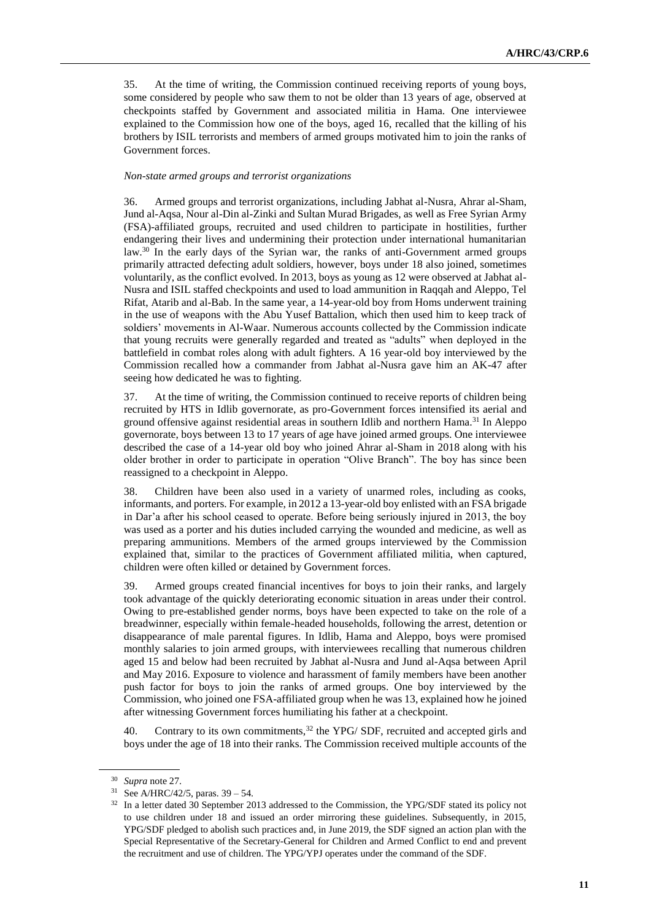35. At the time of writing, the Commission continued receiving reports of young boys, some considered by people who saw them to not be older than 13 years of age, observed at checkpoints staffed by Government and associated militia in Hama. One interviewee explained to the Commission how one of the boys, aged 16, recalled that the killing of his brothers by ISIL terrorists and members of armed groups motivated him to join the ranks of Government forces.

*Non-state armed groups and terrorist organizations*

36. Armed groups and terrorist organizations, including Jabhat al-Nusra, Ahrar al-Sham, Jund al-Aqsa, Nour al-Din al-Zinki and Sultan Murad Brigades, as well as Free Syrian Army (FSA)-affiliated groups, recruited and used children to participate in hostilities, further endangering their lives and undermining their protection under international humanitarian law.[30] In the early days of the Syrian war, the ranks of anti-Government armed groups primarily attracted defecting adult soldiers, however, boys under 18 also joined, sometimes voluntarily, as the conflict evolved. In 2013, boys as young as 12 were observed at Jabhat al-Nusra and ISIL staffed checkpoints and used to load ammunition in Raqqah and Aleppo, Tel Rifat, Atarib and al-Bab. In the same year, a 14-year-old boy from Homs underwent training in the use of weapons with the Abu Yusef Battalion, which then used him to keep track of soldiers' movements in Al-Waar. Numerous accounts collected by the Commission indicate that young recruits were generally regarded and treated as "adults" when deployed in the battlefield in combat roles along with adult fighters. A 16 year-old boy interviewed by the Commission recalled how a commander from Jabhat al-Nusra gave him an AK-47 after seeing how dedicated he was to fighting.

37. At the time of writing, the Commission continued to receive reports of children being recruited by HTS in Idlib governorate, as pro-Government forces intensified its aerial and ground offensive against residential areas in southern Idlib and northern Hama.[31] In Aleppo governorate, boys between 13 to 17 years of age have joined armed groups. One interviewee described the case of a 14-year old boy who joined Ahrar al-Sham in 2018 along with his older brother in order to participate in operation "Olive Branch". The boy has since been reassigned to a checkpoint in Aleppo.

38. Children have been also used in a variety of unarmed roles, including as cooks, informants, and porters. For example, in 2012 a 13-year-old boy enlisted with an FSA brigade in Dar'a after his school ceased to operate. Before being seriously injured in 2013, the boy was used as a porter and his duties included carrying the wounded and medicine, as well as preparing ammunitions. Members of the armed groups interviewed by the Commission explained that, similar to the practices of Government affiliated militia, when captured, children were often killed or detained by Government forces.

39. Armed groups created financial incentives for boys to join their ranks, and largely took advantage of the quickly deteriorating economic situation in areas under their control. Owing to pre-established gender norms, boys have been expected to take on the role of a breadwinner, especially within female-headed households, following the arrest, detention or disappearance of male parental figures. In Idlib, Hama and Aleppo, boys were promised monthly salaries to join armed groups, with interviewees recalling that numerous children aged 15 and below had been recruited by Jabhat al-Nusra and Jund al-Aqsa between April and May 2016. Exposure to violence and harassment of family members have been another push factor for boys to join the ranks of armed groups. One boy interviewed by the Commission, who joined one FSA-affiliated group when he was 13, explained how he joined after witnessing Government forces humiliating his father at a checkpoint.

40. Contrary to its own commitments,[32] the YPG/ SDF, recruited and accepted girls and boys under the age of 18 into their ranks. The Commission received multiple accounts of the

---

[30] *Supra* note 27.

[31] See A/HRC/42/5, paras. 39 – 54.

[32] In a letter dated 30 September 2013 addressed to the Commission, the YPG/SDF stated its policy not to use children under 18 and issued an order mirroring these guidelines. Subsequently, in 2015, YPG/SDF pledged to abolish such practices and, in June 2019, the SDF signed an action plan with the Special Representative of the Secretary-General for Children and Armed Conflict to end and prevent the recruitment and use of children. The YPG/YPJ operates under the command of the SDF.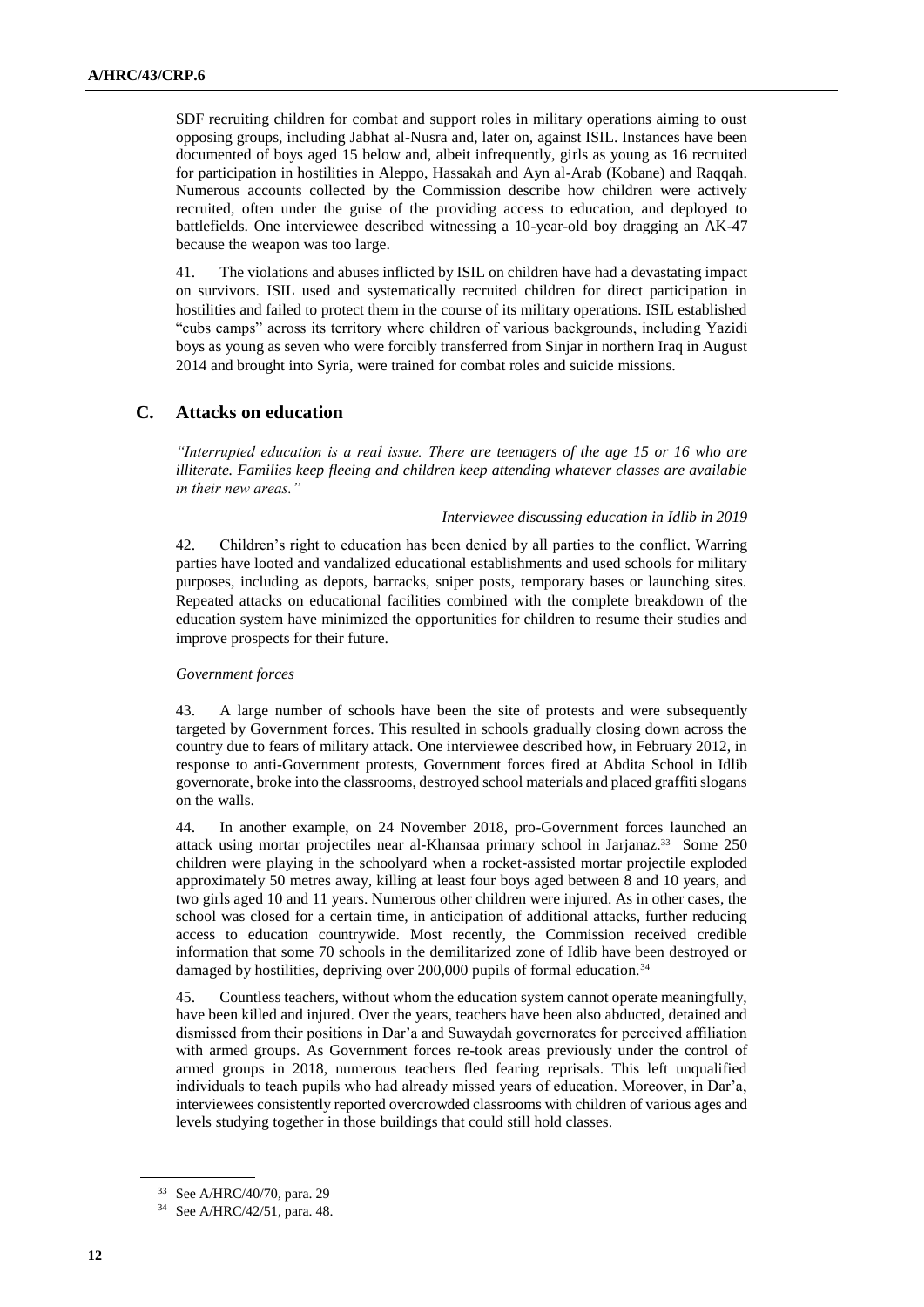SDF recruiting children for combat and support roles in military operations aiming to oust opposing groups, including Jabhat al-Nusra and, later on, against ISIL. Instances have been documented of boys aged 15 below and, albeit infrequently, girls as young as 16 recruited for participation in hostilities in Aleppo, Hassakah and Ayn al-Arab (Kobane) and Raqqah. Numerous accounts collected by the Commission describe how children were actively recruited, often under the guise of the providing access to education, and deployed to battlefields. One interviewee described witnessing a 10-year-old boy dragging an AK-47 because the weapon was too large.

41. The violations and abuses inflicted by ISIL on children have had a devastating impact on survivors. ISIL used and systematically recruited children for direct participation in hostilities and failed to protect them in the course of its military operations. ISIL established "cubs camps" across its territory where children of various backgrounds, including Yazidi boys as young as seven who were forcibly transferred from Sinjar in northern Iraq in August 2014 and brought into Syria, were trained for combat roles and suicide missions.

## C. Attacks on education

*"Interrupted education is a real issue. There are teenagers of the age 15 or 16 who are illiterate. Families keep fleeing and children keep attending whatever classes are available in their new areas."*

*Interviewee discussing education in Idlib in 2019*

42. Children's right to education has been denied by all parties to the conflict. Warring parties have looted and vandalized educational establishments and used schools for military purposes, including as depots, barracks, sniper posts, temporary bases or launching sites. Repeated attacks on educational facilities combined with the complete breakdown of the education system have minimized the opportunities for children to resume their studies and improve prospects for their future.

*Government forces*

43. A large number of schools have been the site of protests and were subsequently targeted by Government forces. This resulted in schools gradually closing down across the country due to fears of military attack. One interviewee described how, in February 2012, in response to anti-Government protests, Government forces fired at Abdita School in Idlib governorate, broke into the classrooms, destroyed school materials and placed graffiti slogans on the walls.

44. In another example, on 24 November 2018, pro-Government forces launched an attack using mortar projectiles near al-Khansaa primary school in Jarjanaz.[33] Some 250 children were playing in the schoolyard when a rocket-assisted mortar projectile exploded approximately 50 metres away, killing at least four boys aged between 8 and 10 years, and two girls aged 10 and 11 years. Numerous other children were injured. As in other cases, the school was closed for a certain time, in anticipation of additional attacks, further reducing access to education countrywide. Most recently, the Commission received credible information that some 70 schools in the demilitarized zone of Idlib have been destroyed or damaged by hostilities, depriving over 200,000 pupils of formal education.[34]

45. Countless teachers, without whom the education system cannot operate meaningfully, have been killed and injured. Over the years, teachers have been also abducted, detained and dismissed from their positions in Dar'a and Suwaydah governorates for perceived affiliation with armed groups. As Government forces re-took areas previously under the control of armed groups in 2018, numerous teachers fled fearing reprisals. This left unqualified individuals to teach pupils who had already missed years of education. Moreover, in Dar'a, interviewees consistently reported overcrowded classrooms with children of various ages and levels studying together in those buildings that could still hold classes.

[33] See A/HRC/40/70, para. 29

[34] See A/HRC/42/51, para. 48.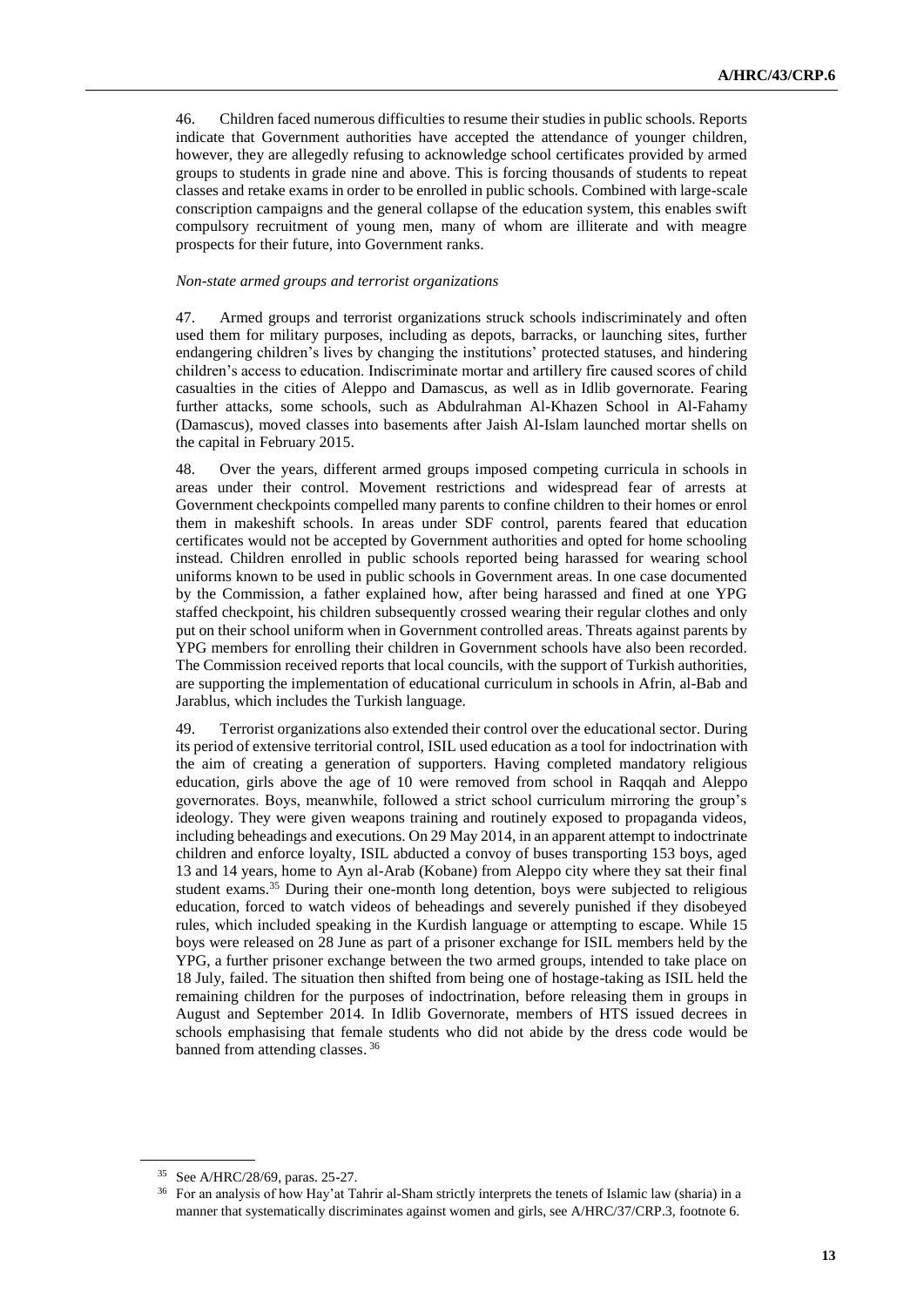46. Children faced numerous difficulties to resume their studies in public schools. Reports indicate that Government authorities have accepted the attendance of younger children, however, they are allegedly refusing to acknowledge school certificates provided by armed groups to students in grade nine and above. This is forcing thousands of students to repeat classes and retake exams in order to be enrolled in public schools. Combined with large-scale conscription campaigns and the general collapse of the education system, this enables swift compulsory recruitment of young men, many of whom are illiterate and with meagre prospects for their future, into Government ranks.

*Non-state armed groups and terrorist organizations*

47. Armed groups and terrorist organizations struck schools indiscriminately and often used them for military purposes, including as depots, barracks, or launching sites, further endangering children's lives by changing the institutions' protected statuses, and hindering children's access to education. Indiscriminate mortar and artillery fire caused scores of child casualties in the cities of Aleppo and Damascus, as well as in Idlib governorate. Fearing further attacks, some schools, such as Abdulrahman Al-Khazen School in Al-Fahamy (Damascus), moved classes into basements after Jaish Al-Islam launched mortar shells on the capital in February 2015.

48. Over the years, different armed groups imposed competing curricula in schools in areas under their control. Movement restrictions and widespread fear of arrests at Government checkpoints compelled many parents to confine children to their homes or enrol them in makeshift schools. In areas under SDF control, parents feared that education certificates would not be accepted by Government authorities and opted for home schooling instead. Children enrolled in public schools reported being harassed for wearing school uniforms known to be used in public schools in Government areas. In one case documented by the Commission, a father explained how, after being harassed and fined at one YPG staffed checkpoint, his children subsequently crossed wearing their regular clothes and only put on their school uniform when in Government controlled areas. Threats against parents by YPG members for enrolling their children in Government schools have also been recorded. The Commission received reports that local councils, with the support of Turkish authorities, are supporting the implementation of educational curriculum in schools in Afrin, al-Bab and Jarablus, which includes the Turkish language.

49. Terrorist organizations also extended their control over the educational sector. During its period of extensive territorial control, ISIL used education as a tool for indoctrination with the aim of creating a generation of supporters. Having completed mandatory religious education, girls above the age of 10 were removed from school in Raqqah and Aleppo governorates. Boys, meanwhile, followed a strict school curriculum mirroring the group's ideology. They were given weapons training and routinely exposed to propaganda videos, including beheadings and executions. On 29 May 2014, in an apparent attempt to indoctrinate children and enforce loyalty, ISIL abducted a convoy of buses transporting 153 boys, aged 13 and 14 years, home to Ayn al-Arab (Kobane) from Aleppo city where they sat their final student exams.[35] During their one-month long detention, boys were subjected to religious education, forced to watch videos of beheadings and severely punished if they disobeyed rules, which included speaking in the Kurdish language or attempting to escape. While 15 boys were released on 28 June as part of a prisoner exchange for ISIL members held by the YPG, a further prisoner exchange between the two armed groups, intended to take place on 18 July, failed. The situation then shifted from being one of hostage-taking as ISIL held the remaining children for the purposes of indoctrination, before releasing them in groups in August and September 2014. In Idlib Governorate, members of HTS issued decrees in schools emphasising that female students who did not abide by the dress code would be banned from attending classes.[36]

---

[35] See A/HRC/28/69, paras. 25-27.

[36] For an analysis of how Hay'at Tahrir al-Sham strictly interprets the tenets of Islamic law (sharia) in a manner that systematically discriminates against women and girls, see A/HRC/37/CRP.3, footnote 6.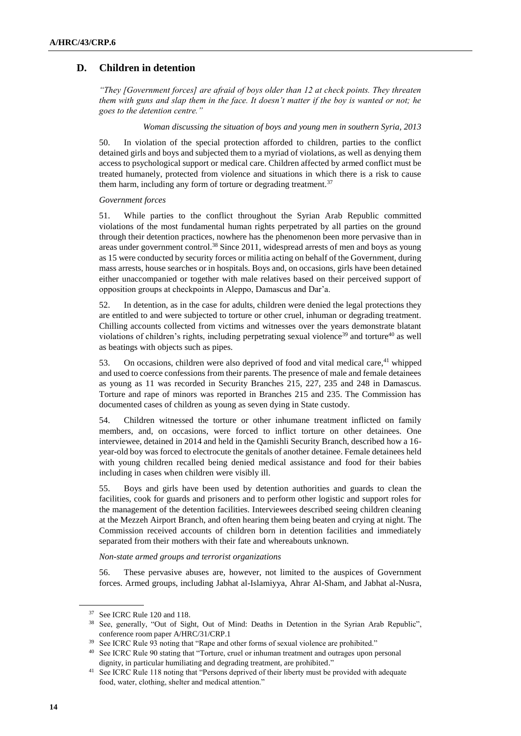## D. Children in detention

*"They [Government forces] are afraid of boys older than 12 at check points. They threaten them with guns and slap them in the face. It doesn't matter if the boy is wanted or not; he goes to the detention centre."*

*Woman discussing the situation of boys and young men in southern Syria, 2013*

50. In violation of the special protection afforded to children, parties to the conflict detained girls and boys and subjected them to a myriad of violations, as well as denying them access to psychological support or medical care. Children affected by armed conflict must be treated humanely, protected from violence and situations in which there is a risk to cause them harm, including any form of torture or degrading treatment.[37]

*Government forces*

51. While parties to the conflict throughout the Syrian Arab Republic committed violations of the most fundamental human rights perpetrated by all parties on the ground through their detention practices, nowhere has the phenomenon been more pervasive than in areas under government control.[38] Since 2011, widespread arrests of men and boys as young as 15 were conducted by security forces or militia acting on behalf of the Government, during mass arrests, house searches or in hospitals. Boys and, on occasions, girls have been detained either unaccompanied or together with male relatives based on their perceived support of opposition groups at checkpoints in Aleppo, Damascus and Dar'a.

52. In detention, as in the case for adults, children were denied the legal protections they are entitled to and were subjected to torture or other cruel, inhuman or degrading treatment. Chilling accounts collected from victims and witnesses over the years demonstrate blatant violations of children's rights, including perpetrating sexual violence[39] and torture[40] as well as beatings with objects such as pipes.

53. On occasions, children were also deprived of food and vital medical care,[41] whipped and used to coerce confessions from their parents. The presence of male and female detainees as young as 11 was recorded in Security Branches 215, 227, 235 and 248 in Damascus. Torture and rape of minors was reported in Branches 215 and 235. The Commission has documented cases of children as young as seven dying in State custody.

54. Children witnessed the torture or other inhumane treatment inflicted on family members, and, on occasions, were forced to inflict torture on other detainees. One interviewee, detained in 2014 and held in the Qamishli Security Branch, described how a 16-year-old boy was forced to electrocute the genitals of another detainee. Female detainees held with young children recalled being denied medical assistance and food for their babies including in cases when children were visibly ill.

55. Boys and girls have been used by detention authorities and guards to clean the facilities, cook for guards and prisoners and to perform other logistic and support roles for the management of the detention facilities. Interviewees described seeing children cleaning at the Mezzeh Airport Branch, and often hearing them being beaten and crying at night. The Commission received accounts of children born in detention facilities and immediately separated from their mothers with their fate and whereabouts unknown.

*Non-state armed groups and terrorist organizations*

56. These pervasive abuses are, however, not limited to the auspices of Government forces. Armed groups, including Jabhat al-Islamiyya, Ahrar Al-Sham, and Jabhat al-Nusra,

---

[37] See ICRC Rule 120 and 118.

[38] See, generally, "Out of Sight, Out of Mind: Deaths in Detention in the Syrian Arab Republic", conference room paper A/HRC/31/CRP.1

[39] See ICRC Rule 93 noting that "Rape and other forms of sexual violence are prohibited."

[40] See ICRC Rule 90 stating that "Torture, cruel or inhuman treatment and outrages upon personal dignity, in particular humiliating and degrading treatment, are prohibited."

[41] See ICRC Rule 118 noting that "Persons deprived of their liberty must be provided with adequate food, water, clothing, shelter and medical attention."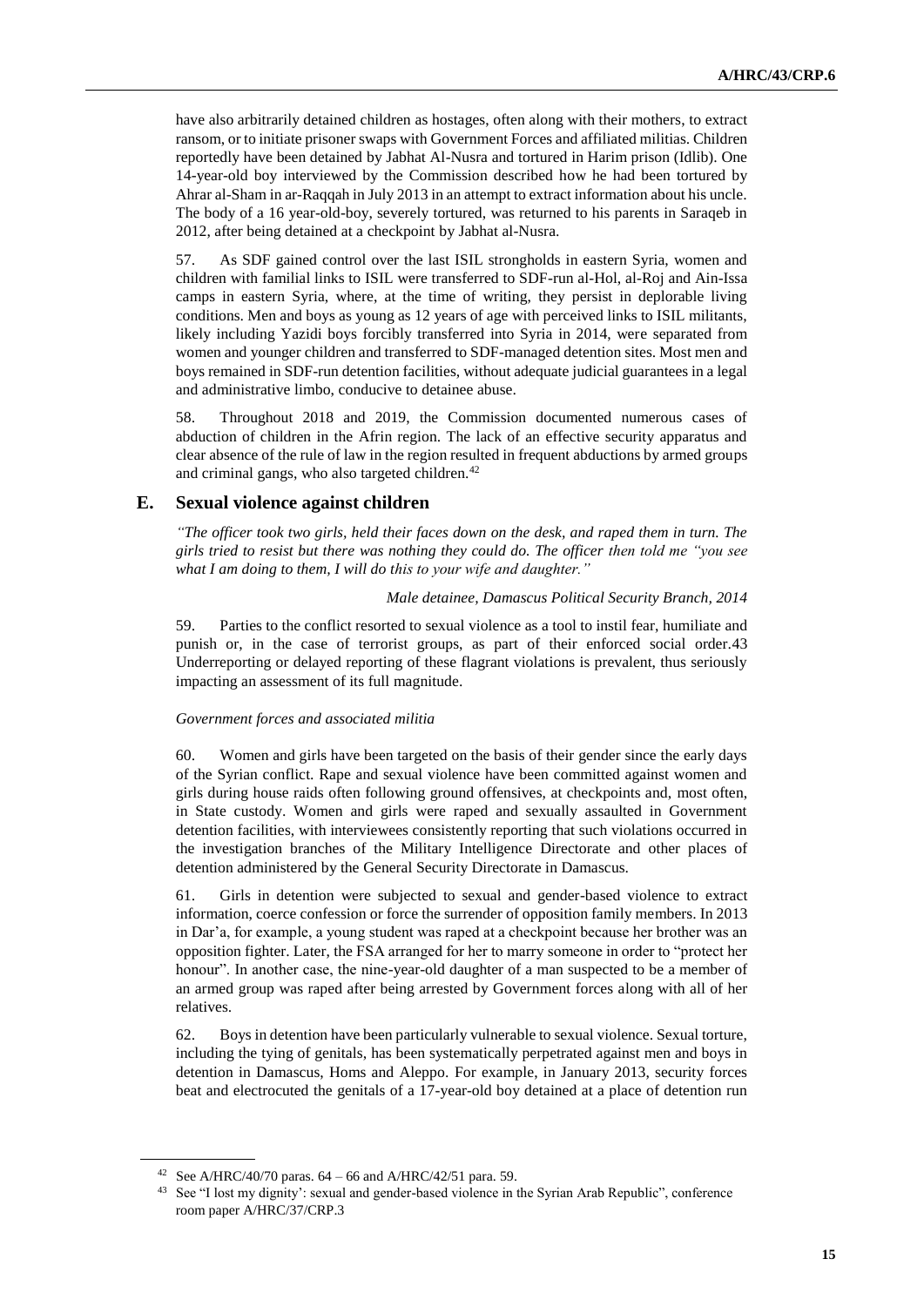have also arbitrarily detained children as hostages, often along with their mothers, to extract ransom, or to initiate prisoner swaps with Government Forces and affiliated militias. Children reportedly have been detained by Jabhat Al-Nusra and tortured in Harim prison (Idlib). One 14-year-old boy interviewed by the Commission described how he had been tortured by Ahrar al-Sham in ar-Raqqah in July 2013 in an attempt to extract information about his uncle. The body of a 16 year-old-boy, severely tortured, was returned to his parents in Saraqeb in 2012, after being detained at a checkpoint by Jabhat al-Nusra.

57. As SDF gained control over the last ISIL strongholds in eastern Syria, women and children with familial links to ISIL were transferred to SDF-run al-Hol, al-Roj and Ain-Issa camps in eastern Syria, where, at the time of writing, they persist in deplorable living conditions. Men and boys as young as 12 years of age with perceived links to ISIL militants, likely including Yazidi boys forcibly transferred into Syria in 2014, were separated from women and younger children and transferred to SDF-managed detention sites. Most men and boys remained in SDF-run detention facilities, without adequate judicial guarantees in a legal and administrative limbo, conducive to detainee abuse.

58. Throughout 2018 and 2019, the Commission documented numerous cases of abduction of children in the Afrin region. The lack of an effective security apparatus and clear absence of the rule of law in the region resulted in frequent abductions by armed groups and criminal gangs, who also targeted children.[42]

## E. Sexual violence against children

*"The officer took two girls, held their faces down on the desk, and raped them in turn. The girls tried to resist but there was nothing they could do. The officer then told me "you see what I am doing to them, I will do this to your wife and daughter."*

*Male detainee, Damascus Political Security Branch, 2014*

59. Parties to the conflict resorted to sexual violence as a tool to instil fear, humiliate and punish or, in the case of terrorist groups, as part of their enforced social order.43 Underreporting or delayed reporting of these flagrant violations is prevalent, thus seriously impacting an assessment of its full magnitude.

*Government forces and associated militia*

60. Women and girls have been targeted on the basis of their gender since the early days of the Syrian conflict. Rape and sexual violence have been committed against women and girls during house raids often following ground offensives, at checkpoints and, most often, in State custody. Women and girls were raped and sexually assaulted in Government detention facilities, with interviewees consistently reporting that such violations occurred in the investigation branches of the Military Intelligence Directorate and other places of detention administered by the General Security Directorate in Damascus.

61. Girls in detention were subjected to sexual and gender-based violence to extract information, coerce confession or force the surrender of opposition family members. In 2013 in Dar'a, for example, a young student was raped at a checkpoint because her brother was an opposition fighter. Later, the FSA arranged for her to marry someone in order to "protect her honour". In another case, the nine-year-old daughter of a man suspected to be a member of an armed group was raped after being arrested by Government forces along with all of her relatives.

62. Boys in detention have been particularly vulnerable to sexual violence. Sexual torture, including the tying of genitals, has been systematically perpetrated against men and boys in detention in Damascus, Homs and Aleppo. For example, in January 2013, security forces beat and electrocuted the genitals of a 17-year-old boy detained at a place of detention run

---

[42] See A/HRC/40/70 paras. 64 – 66 and A/HRC/42/51 para. 59.

[43] See "I lost my dignity': sexual and gender-based violence in the Syrian Arab Republic", conference room paper A/HRC/37/CRP.3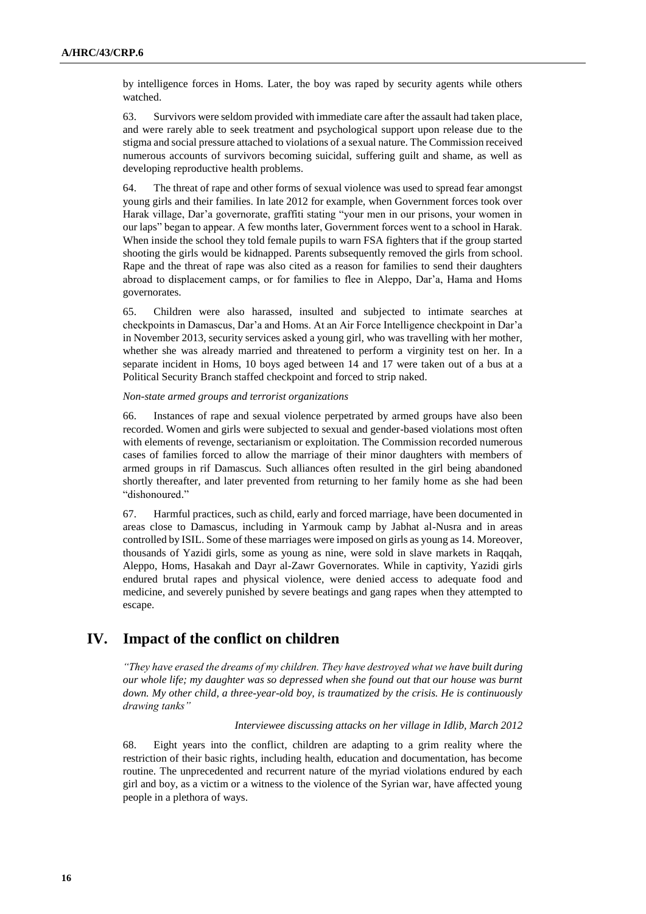by intelligence forces in Homs. Later, the boy was raped by security agents while others watched.

63. Survivors were seldom provided with immediate care after the assault had taken place, and were rarely able to seek treatment and psychological support upon release due to the stigma and social pressure attached to violations of a sexual nature. The Commission received numerous accounts of survivors becoming suicidal, suffering guilt and shame, as well as developing reproductive health problems.

64. The threat of rape and other forms of sexual violence was used to spread fear amongst young girls and their families. In late 2012 for example, when Government forces took over Harak village, Dar'a governorate, graffiti stating "your men in our prisons, your women in our laps" began to appear. A few months later, Government forces went to a school in Harak. When inside the school they told female pupils to warn FSA fighters that if the group started shooting the girls would be kidnapped. Parents subsequently removed the girls from school. Rape and the threat of rape was also cited as a reason for families to send their daughters abroad to displacement camps, or for families to flee in Aleppo, Dar'a, Hama and Homs governorates.

65. Children were also harassed, insulted and subjected to intimate searches at checkpoints in Damascus, Dar'a and Homs. At an Air Force Intelligence checkpoint in Dar'a in November 2013, security services asked a young girl, who was travelling with her mother, whether she was already married and threatened to perform a virginity test on her. In a separate incident in Homs, 10 boys aged between 14 and 17 were taken out of a bus at a Political Security Branch staffed checkpoint and forced to strip naked.

*Non-state armed groups and terrorist organizations*

66. Instances of rape and sexual violence perpetrated by armed groups have also been recorded. Women and girls were subjected to sexual and gender-based violations most often with elements of revenge, sectarianism or exploitation. The Commission recorded numerous cases of families forced to allow the marriage of their minor daughters with members of armed groups in rif Damascus. Such alliances often resulted in the girl being abandoned shortly thereafter, and later prevented from returning to her family home as she had been "dishonoured."

67. Harmful practices, such as child, early and forced marriage, have been documented in areas close to Damascus, including in Yarmouk camp by Jabhat al-Nusra and in areas controlled by ISIL. Some of these marriages were imposed on girls as young as 14. Moreover, thousands of Yazidi girls, some as young as nine, were sold in slave markets in Raqqah, Aleppo, Homs, Hasakah and Dayr al-Zawr Governorates. While in captivity, Yazidi girls endured brutal rapes and physical violence, were denied access to adequate food and medicine, and severely punished by severe beatings and gang rapes when they attempted to escape.

# IV. Impact of the conflict on children

*"They have erased the dreams of my children. They have destroyed what we have built during our whole life; my daughter was so depressed when she found out that our house was burnt down. My other child, a three-year-old boy, is traumatized by the crisis. He is continuously drawing tanks"*

*Interviewee discussing attacks on her village in Idlib, March 2012*

68. Eight years into the conflict, children are adapting to a grim reality where the restriction of their basic rights, including health, education and documentation, has become routine. The unprecedented and recurrent nature of the myriad violations endured by each girl and boy, as a victim or a witness to the violence of the Syrian war, have affected young people in a plethora of ways.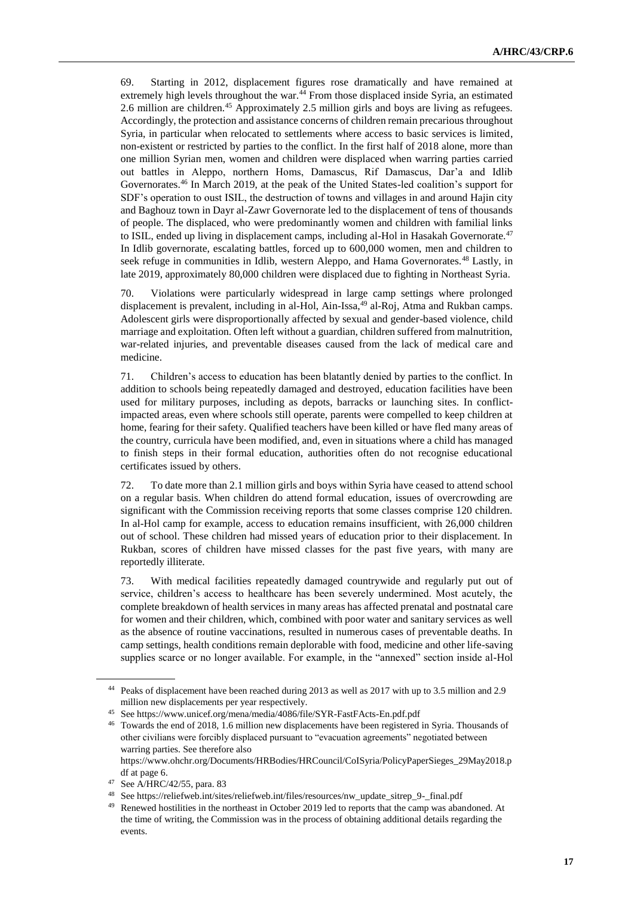69. Starting in 2012, displacement figures rose dramatically and have remained at extremely high levels throughout the war.[44] From those displaced inside Syria, an estimated 2.6 million are children.[45] Approximately 2.5 million girls and boys are living as refugees. Accordingly, the protection and assistance concerns of children remain precarious throughout Syria, in particular when relocated to settlements where access to basic services is limited, non-existent or restricted by parties to the conflict. In the first half of 2018 alone, more than one million Syrian men, women and children were displaced when warring parties carried out battles in Aleppo, northern Homs, Damascus, Rif Damascus, Dar'a and Idlib Governorates.[46] In March 2019, at the peak of the United States-led coalition's support for SDF's operation to oust ISIL, the destruction of towns and villages in and around Hajin city and Baghouz town in Dayr al-Zawr Governorate led to the displacement of tens of thousands of people. The displaced, who were predominantly women and children with familial links to ISIL, ended up living in displacement camps, including al-Hol in Hasakah Governorate.[47] In Idlib governorate, escalating battles, forced up to 600,000 women, men and children to seek refuge in communities in Idlib, western Aleppo, and Hama Governorates.[48] Lastly, in late 2019, approximately 80,000 children were displaced due to fighting in Northeast Syria.

70. Violations were particularly widespread in large camp settings where prolonged displacement is prevalent, including in al-Hol, Ain-Issa,[49] al-Roj, Atma and Rukban camps. Adolescent girls were disproportionally affected by sexual and gender-based violence, child marriage and exploitation. Often left without a guardian, children suffered from malnutrition, war-related injuries, and preventable diseases caused from the lack of medical care and medicine.

71. Children's access to education has been blatantly denied by parties to the conflict. In addition to schools being repeatedly damaged and destroyed, education facilities have been used for military purposes, including as depots, barracks or launching sites. In conflict-impacted areas, even where schools still operate, parents were compelled to keep children at home, fearing for their safety. Qualified teachers have been killed or have fled many areas of the country, curricula have been modified, and, even in situations where a child has managed to finish steps in their formal education, authorities often do not recognise educational certificates issued by others.

72. To date more than 2.1 million girls and boys within Syria have ceased to attend school on a regular basis. When children do attend formal education, issues of overcrowding are significant with the Commission receiving reports that some classes comprise 120 children. In al-Hol camp for example, access to education remains insufficient, with 26,000 children out of school. These children had missed years of education prior to their displacement. In Rukban, scores of children have missed classes for the past five years, with many are reportedly illiterate.

73. With medical facilities repeatedly damaged countrywide and regularly put out of service, children's access to healthcare has been severely undermined. Most acutely, the complete breakdown of health services in many areas has affected prenatal and postnatal care for women and their children, which, combined with poor water and sanitary services as well as the absence of routine vaccinations, resulted in numerous cases of preventable deaths. In camp settings, health conditions remain deplorable with food, medicine and other life-saving supplies scarce or no longer available. For example, in the "annexed" section inside al-Hol

---

[44] Peaks of displacement have been reached during 2013 as well as 2017 with up to 3.5 million and 2.9 million new displacements per year respectively.

[45] See https://www.unicef.org/mena/media/4086/file/SYR-FastFActs-En.pdf.pdf

[46] Towards the end of 2018, 1.6 million new displacements have been registered in Syria. Thousands of other civilians were forcibly displaced pursuant to "evacuation agreements" negotiated between warring parties. See therefore also https://www.ohchr.org/Documents/HRBodies/HRCouncil/CoISyria/PolicyPaperSieges_29May2018.pdf at page 6.

[47] See A/HRC/42/55, para. 83

[48] See https://reliefweb.int/sites/reliefweb.int/files/resources/nw_update_sitrep_9-_final.pdf

[49] Renewed hostilities in the northeast in October 2019 led to reports that the camp was abandoned. At the time of writing, the Commission was in the process of obtaining additional details regarding the events.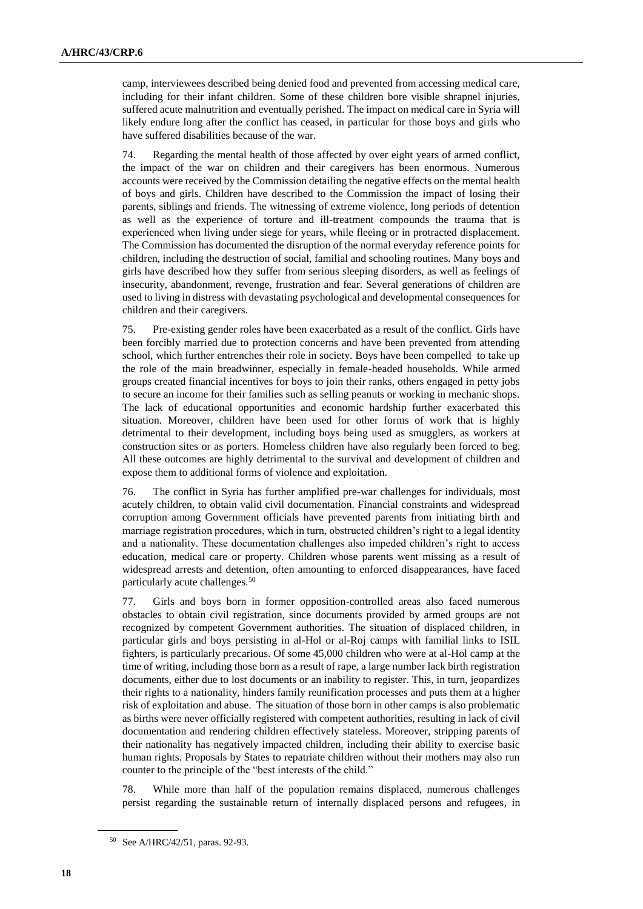camp, interviewees described being denied food and prevented from accessing medical care, including for their infant children. Some of these children bore visible shrapnel injuries, suffered acute malnutrition and eventually perished. The impact on medical care in Syria will likely endure long after the conflict has ceased, in particular for those boys and girls who have suffered disabilities because of the war.

74. Regarding the mental health of those affected by over eight years of armed conflict, the impact of the war on children and their caregivers has been enormous. Numerous accounts were received by the Commission detailing the negative effects on the mental health of boys and girls. Children have described to the Commission the impact of losing their parents, siblings and friends. The witnessing of extreme violence, long periods of detention as well as the experience of torture and ill-treatment compounds the trauma that is experienced when living under siege for years, while fleeing or in protracted displacement. The Commission has documented the disruption of the normal everyday reference points for children, including the destruction of social, familial and schooling routines. Many boys and girls have described how they suffer from serious sleeping disorders, as well as feelings of insecurity, abandonment, revenge, frustration and fear. Several generations of children are used to living in distress with devastating psychological and developmental consequences for children and their caregivers.

75. Pre-existing gender roles have been exacerbated as a result of the conflict. Girls have been forcibly married due to protection concerns and have been prevented from attending school, which further entrenches their role in society. Boys have been compelled to take up the role of the main breadwinner, especially in female-headed households. While armed groups created financial incentives for boys to join their ranks, others engaged in petty jobs to secure an income for their families such as selling peanuts or working in mechanic shops. The lack of educational opportunities and economic hardship further exacerbated this situation. Moreover, children have been used for other forms of work that is highly detrimental to their development, including boys being used as smugglers, as workers at construction sites or as porters. Homeless children have also regularly been forced to beg. All these outcomes are highly detrimental to the survival and development of children and expose them to additional forms of violence and exploitation.

76. The conflict in Syria has further amplified pre-war challenges for individuals, most acutely children, to obtain valid civil documentation. Financial constraints and widespread corruption among Government officials have prevented parents from initiating birth and marriage registration procedures, which in turn, obstructed children's right to a legal identity and a nationality. These documentation challenges also impeded children's right to access education, medical care or property. Children whose parents went missing as a result of widespread arrests and detention, often amounting to enforced disappearances, have faced particularly acute challenges.[50]

77. Girls and boys born in former opposition-controlled areas also faced numerous obstacles to obtain civil registration, since documents provided by armed groups are not recognized by competent Government authorities. The situation of displaced children, in particular girls and boys persisting in al-Hol or al-Roj camps with familial links to ISIL fighters, is particularly precarious. Of some 45,000 children who were at al-Hol camp at the time of writing, including those born as a result of rape, a large number lack birth registration documents, either due to lost documents or an inability to register. This, in turn, jeopardizes their rights to a nationality, hinders family reunification processes and puts them at a higher risk of exploitation and abuse. The situation of those born in other camps is also problematic as births were never officially registered with competent authorities, resulting in lack of civil documentation and rendering children effectively stateless. Moreover, stripping parents of their nationality has negatively impacted children, including their ability to exercise basic human rights. Proposals by States to repatriate children without their mothers may also run counter to the principle of the "best interests of the child."

78. While more than half of the population remains displaced, numerous challenges persist regarding the sustainable return of internally displaced persons and refugees, in

[50] See A/HRC/42/51, paras. 92-93.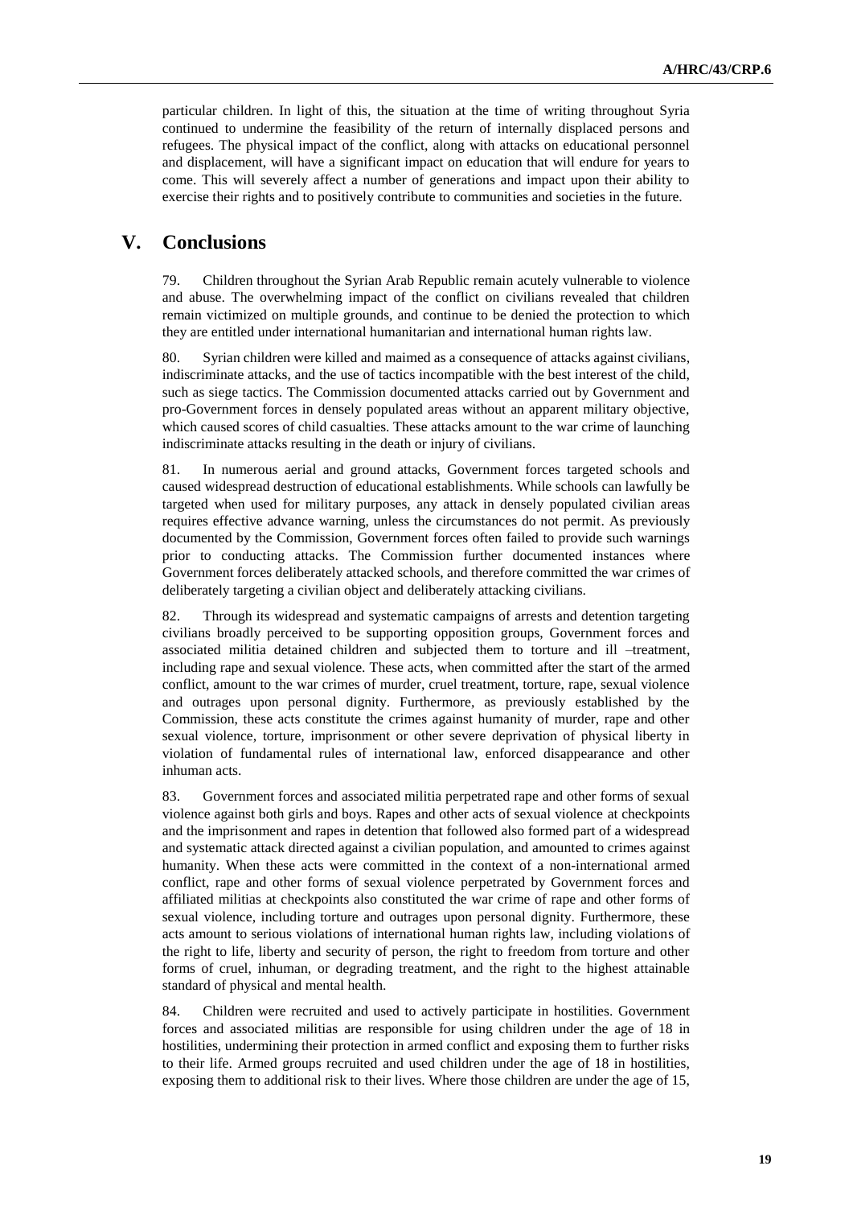particular children. In light of this, the situation at the time of writing throughout Syria continued to undermine the feasibility of the return of internally displaced persons and refugees. The physical impact of the conflict, along with attacks on educational personnel and displacement, will have a significant impact on education that will endure for years to come. This will severely affect a number of generations and impact upon their ability to exercise their rights and to positively contribute to communities and societies in the future.

# V. Conclusions

79. Children throughout the Syrian Arab Republic remain acutely vulnerable to violence and abuse. The overwhelming impact of the conflict on civilians revealed that children remain victimized on multiple grounds, and continue to be denied the protection to which they are entitled under international humanitarian and international human rights law.

80. Syrian children were killed and maimed as a consequence of attacks against civilians, indiscriminate attacks, and the use of tactics incompatible with the best interest of the child, such as siege tactics. The Commission documented attacks carried out by Government and pro-Government forces in densely populated areas without an apparent military objective, which caused scores of child casualties. These attacks amount to the war crime of launching indiscriminate attacks resulting in the death or injury of civilians.

81. In numerous aerial and ground attacks, Government forces targeted schools and caused widespread destruction of educational establishments. While schools can lawfully be targeted when used for military purposes, any attack in densely populated civilian areas requires effective advance warning, unless the circumstances do not permit. As previously documented by the Commission, Government forces often failed to provide such warnings prior to conducting attacks. The Commission further documented instances where Government forces deliberately attacked schools, and therefore committed the war crimes of deliberately targeting a civilian object and deliberately attacking civilians.

82. Through its widespread and systematic campaigns of arrests and detention targeting civilians broadly perceived to be supporting opposition groups, Government forces and associated militia detained children and subjected them to torture and ill –treatment, including rape and sexual violence. These acts, when committed after the start of the armed conflict, amount to the war crimes of murder, cruel treatment, torture, rape, sexual violence and outrages upon personal dignity. Furthermore, as previously established by the Commission, these acts constitute the crimes against humanity of murder, rape and other sexual violence, torture, imprisonment or other severe deprivation of physical liberty in violation of fundamental rules of international law, enforced disappearance and other inhuman acts.

83. Government forces and associated militia perpetrated rape and other forms of sexual violence against both girls and boys. Rapes and other acts of sexual violence at checkpoints and the imprisonment and rapes in detention that followed also formed part of a widespread and systematic attack directed against a civilian population, and amounted to crimes against humanity. When these acts were committed in the context of a non-international armed conflict, rape and other forms of sexual violence perpetrated by Government forces and affiliated militias at checkpoints also constituted the war crime of rape and other forms of sexual violence, including torture and outrages upon personal dignity. Furthermore, these acts amount to serious violations of international human rights law, including violations of the right to life, liberty and security of person, the right to freedom from torture and other forms of cruel, inhuman, or degrading treatment, and the right to the highest attainable standard of physical and mental health.

84. Children were recruited and used to actively participate in hostilities. Government forces and associated militias are responsible for using children under the age of 18 in hostilities, undermining their protection in armed conflict and exposing them to further risks to their life. Armed groups recruited and used children under the age of 18 in hostilities, exposing them to additional risk to their lives. Where those children are under the age of 15,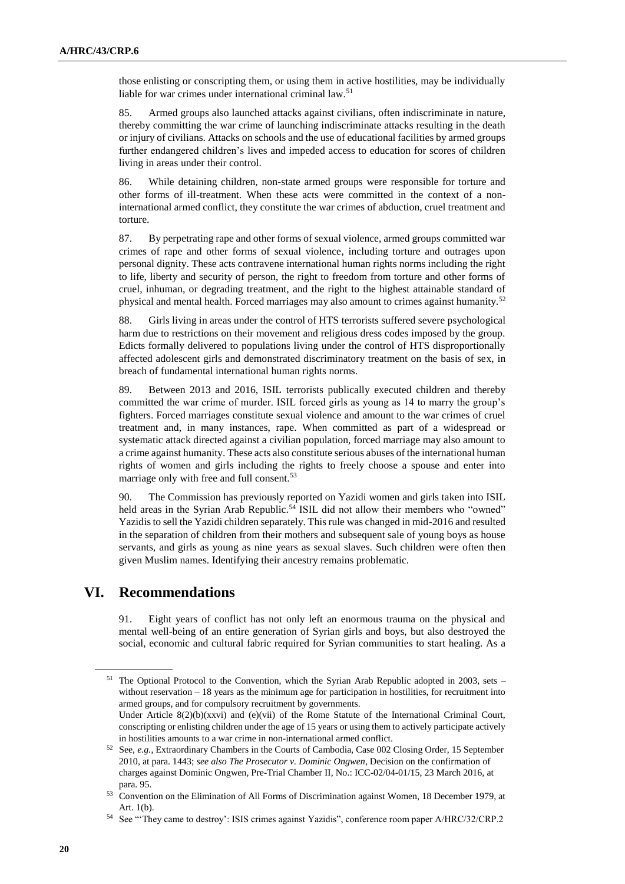those enlisting or conscripting them, or using them in active hostilities, may be individually liable for war crimes under international criminal law.[51]

85. Armed groups also launched attacks against civilians, often indiscriminate in nature, thereby committing the war crime of launching indiscriminate attacks resulting in the death or injury of civilians. Attacks on schools and the use of educational facilities by armed groups further endangered children's lives and impeded access to education for scores of children living in areas under their control.

86. While detaining children, non-state armed groups were responsible for torture and other forms of ill-treatment. When these acts were committed in the context of a non-international armed conflict, they constitute the war crimes of abduction, cruel treatment and torture.

87. By perpetrating rape and other forms of sexual violence, armed groups committed war crimes of rape and other forms of sexual violence, including torture and outrages upon personal dignity. These acts contravene international human rights norms including the right to life, liberty and security of person, the right to freedom from torture and other forms of cruel, inhuman, or degrading treatment, and the right to the highest attainable standard of physical and mental health. Forced marriages may also amount to crimes against humanity.[52]

88. Girls living in areas under the control of HTS terrorists suffered severe psychological harm due to restrictions on their movement and religious dress codes imposed by the group. Edicts formally delivered to populations living under the control of HTS disproportionally affected adolescent girls and demonstrated discriminatory treatment on the basis of sex, in breach of fundamental international human rights norms.

89. Between 2013 and 2016, ISIL terrorists publically executed children and thereby committed the war crime of murder. ISIL forced girls as young as 14 to marry the group's fighters. Forced marriages constitute sexual violence and amount to the war crimes of cruel treatment and, in many instances, rape. When committed as part of a widespread or systematic attack directed against a civilian population, forced marriage may also amount to a crime against humanity. These acts also constitute serious abuses of the international human rights of women and girls including the rights to freely choose a spouse and enter into marriage only with free and full consent.[53]

90. The Commission has previously reported on Yazidi women and girls taken into ISIL held areas in the Syrian Arab Republic.[54] ISIL did not allow their members who "owned" Yazidis to sell the Yazidi children separately. This rule was changed in mid-2016 and resulted in the separation of children from their mothers and subsequent sale of young boys as house servants, and girls as young as nine years as sexual slaves. Such children were often then given Muslim names. Identifying their ancestry remains problematic.

# VI. Recommendations

91. Eight years of conflict has not only left an enormous trauma on the physical and mental well-being of an entire generation of Syrian girls and boys, but also destroyed the social, economic and cultural fabric required for Syrian communities to start healing. As a

---

[51] The Optional Protocol to the Convention, which the Syrian Arab Republic adopted in 2003, sets – without reservation – 18 years as the minimum age for participation in hostilities, for recruitment into armed groups, and for compulsory recruitment by governments.
Under Article 8(2)(b)(xxvi) and (e)(vii) of the Rome Statute of the International Criminal Court, conscripting or enlisting children under the age of 15 years or using them to actively participate actively in hostilities amounts to a war crime in non-international armed conflict.

[52] See, *e.g.*, Extraordinary Chambers in the Courts of Cambodia, Case 002 Closing Order, 15 September 2010, at para. 1443; *see also The Prosecutor v. Dominic Ongwen*, Decision on the confirmation of charges against Dominic Ongwen, Pre-Trial Chamber II, No.: ICC-02/04-01/15, 23 March 2016, at para. 95.

[53] Convention on the Elimination of All Forms of Discrimination against Women, 18 December 1979, at Art. 1(b).

[54] See "'They came to destroy': ISIS crimes against Yazidis", conference room paper A/HRC/32/CRP.2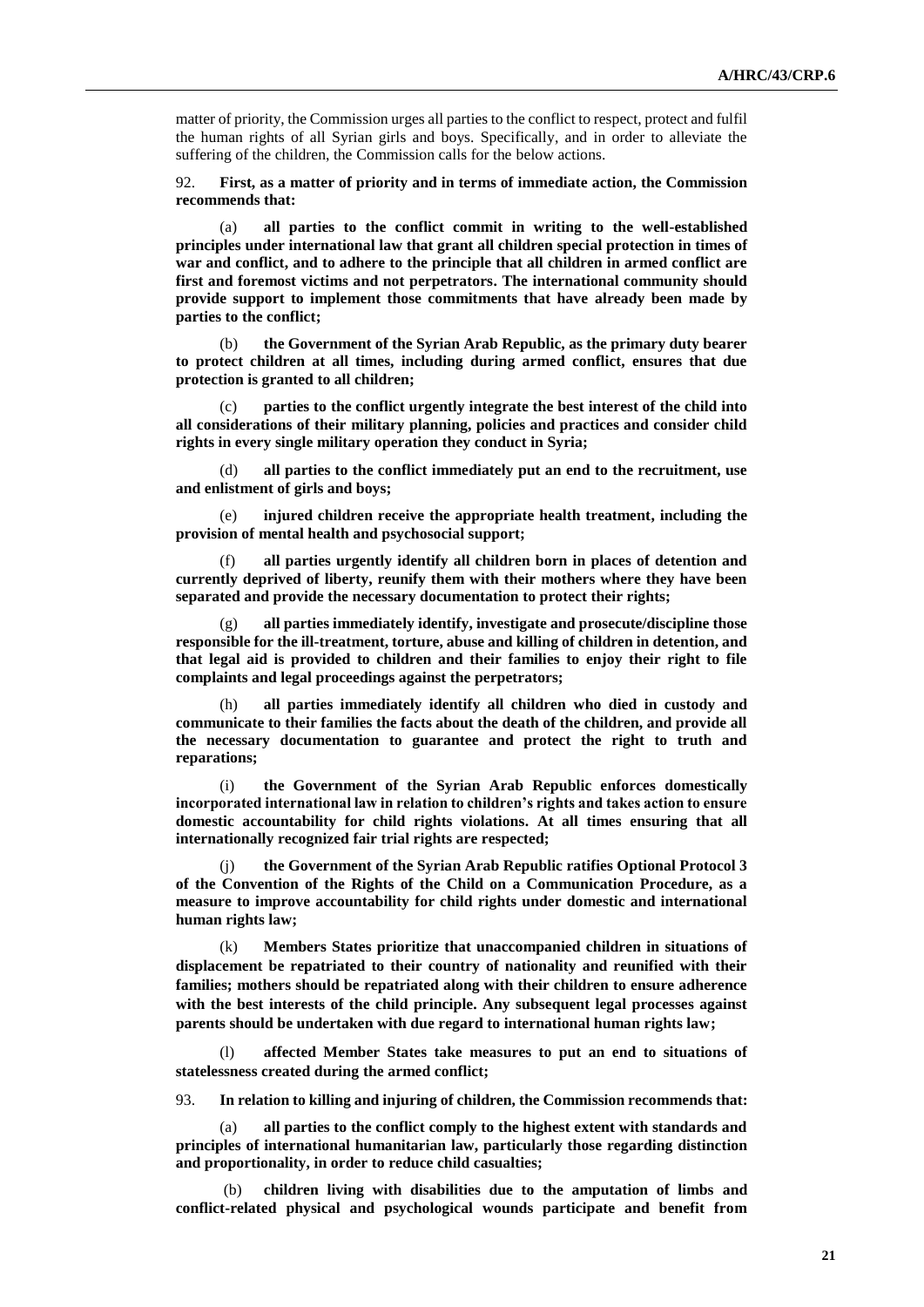matter of priority, the Commission urges all parties to the conflict to respect, protect and fulfil the human rights of all Syrian girls and boys. Specifically, and in order to alleviate the suffering of the children, the Commission calls for the below actions.

92. **First, as a matter of priority and in terms of immediate action, the Commission recommends that:**

(a) **all parties to the conflict commit in writing to the well-established principles under international law that grant all children special protection in times of war and conflict, and to adhere to the principle that all children in armed conflict are first and foremost victims and not perpetrators. The international community should provide support to implement those commitments that have already been made by parties to the conflict;**

(b) **the Government of the Syrian Arab Republic, as the primary duty bearer to protect children at all times, including during armed conflict, ensures that due protection is granted to all children;**

(c) **parties to the conflict urgently integrate the best interest of the child into all considerations of their military planning, policies and practices and consider child rights in every single military operation they conduct in Syria;**

(d) **all parties to the conflict immediately put an end to the recruitment, use and enlistment of girls and boys;**

(e) **injured children receive the appropriate health treatment, including the provision of mental health and psychosocial support;**

(f) **all parties urgently identify all children born in places of detention and currently deprived of liberty, reunify them with their mothers where they have been separated and provide the necessary documentation to protect their rights;**

(g) **all parties immediately identify, investigate and prosecute/discipline those responsible for the ill-treatment, torture, abuse and killing of children in detention, and that legal aid is provided to children and their families to enjoy their right to file complaints and legal proceedings against the perpetrators;**

(h) **all parties immediately identify all children who died in custody and communicate to their families the facts about the death of the children, and provide all the necessary documentation to guarantee and protect the right to truth and reparations;**

(i) **the Government of the Syrian Arab Republic enforces domestically incorporated international law in relation to children's rights and takes action to ensure domestic accountability for child rights violations. At all times ensuring that all internationally recognized fair trial rights are respected;**

(j) **the Government of the Syrian Arab Republic ratifies Optional Protocol 3 of the Convention of the Rights of the Child on a Communication Procedure, as a measure to improve accountability for child rights under domestic and international human rights law;**

(k) **Members States prioritize that unaccompanied children in situations of displacement be repatriated to their country of nationality and reunified with their families; mothers should be repatriated along with their children to ensure adherence with the best interests of the child principle. Any subsequent legal processes against parents should be undertaken with due regard to international human rights law;**

(l) **affected Member States take measures to put an end to situations of statelessness created during the armed conflict;**

93. **In relation to killing and injuring of children, the Commission recommends that:**

(a) **all parties to the conflict comply to the highest extent with standards and principles of international humanitarian law, particularly those regarding distinction and proportionality, in order to reduce child casualties;**

(b) **children living with disabilities due to the amputation of limbs and conflict-related physical and psychological wounds participate and benefit from**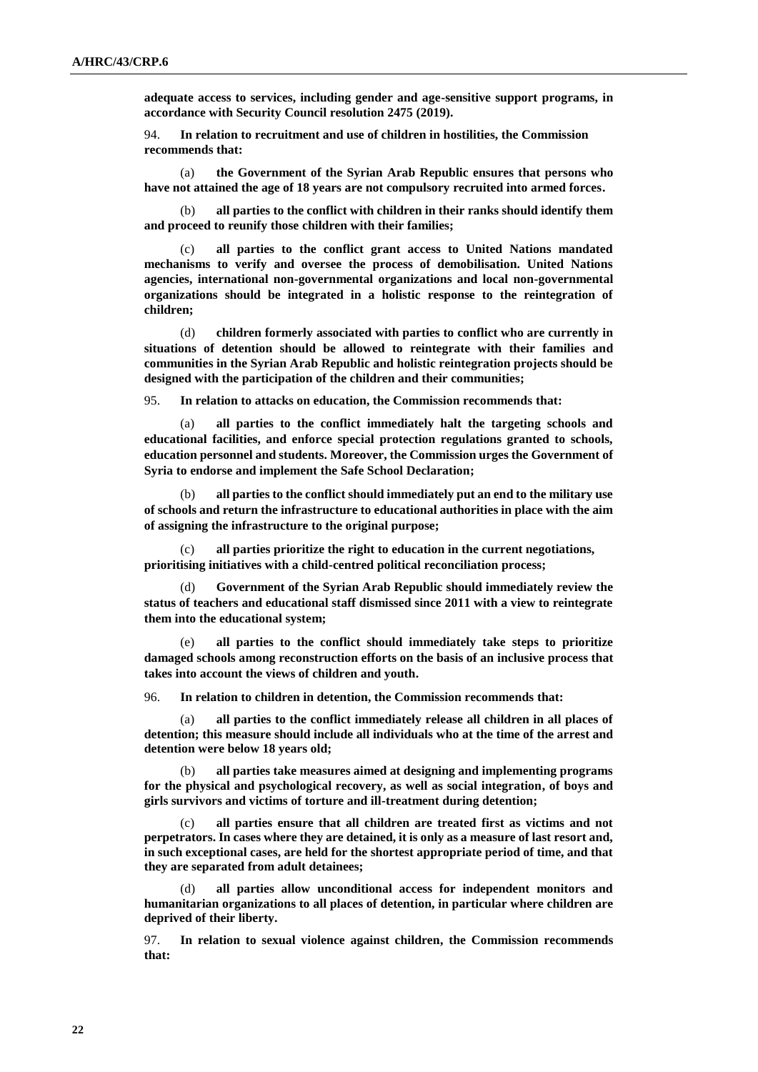**adequate access to services, including gender and age-sensitive support programs, in accordance with Security Council resolution 2475 (2019).**

94. **In relation to recruitment and use of children in hostilities, the Commission recommends that:**

(a) **the Government of the Syrian Arab Republic ensures that persons who have not attained the age of 18 years are not compulsory recruited into armed forces.**

(b) **all parties to the conflict with children in their ranks should identify them and proceed to reunify those children with their families;**

(c) **all parties to the conflict grant access to United Nations mandated mechanisms to verify and oversee the process of demobilisation. United Nations agencies, international non-governmental organizations and local non-governmental organizations should be integrated in a holistic response to the reintegration of children;**

(d) **children formerly associated with parties to conflict who are currently in situations of detention should be allowed to reintegrate with their families and communities in the Syrian Arab Republic and holistic reintegration projects should be designed with the participation of the children and their communities;**

95. **In relation to attacks on education, the Commission recommends that:**

(a) **all parties to the conflict immediately halt the targeting schools and educational facilities, and enforce special protection regulations granted to schools, education personnel and students. Moreover, the Commission urges the Government of Syria to endorse and implement the Safe School Declaration;**

(b) **all parties to the conflict should immediately put an end to the military use of schools and return the infrastructure to educational authorities in place with the aim of assigning the infrastructure to the original purpose;**

(c) **all parties prioritize the right to education in the current negotiations, prioritising initiatives with a child-centred political reconciliation process;**

(d) **Government of the Syrian Arab Republic should immediately review the status of teachers and educational staff dismissed since 2011 with a view to reintegrate them into the educational system;**

(e) **all parties to the conflict should immediately take steps to prioritize damaged schools among reconstruction efforts on the basis of an inclusive process that takes into account the views of children and youth.**

96. **In relation to children in detention, the Commission recommends that:**

(a) **all parties to the conflict immediately release all children in all places of detention; this measure should include all individuals who at the time of the arrest and detention were below 18 years old;**

(b) **all parties take measures aimed at designing and implementing programs for the physical and psychological recovery, as well as social integration, of boys and girls survivors and victims of torture and ill-treatment during detention;**

(c) **all parties ensure that all children are treated first as victims and not perpetrators. In cases where they are detained, it is only as a measure of last resort and, in such exceptional cases, are held for the shortest appropriate period of time, and that they are separated from adult detainees;**

(d) **all parties allow unconditional access for independent monitors and humanitarian organizations to all places of detention, in particular where children are deprived of their liberty.**

97. **In relation to sexual violence against children, the Commission recommends that:**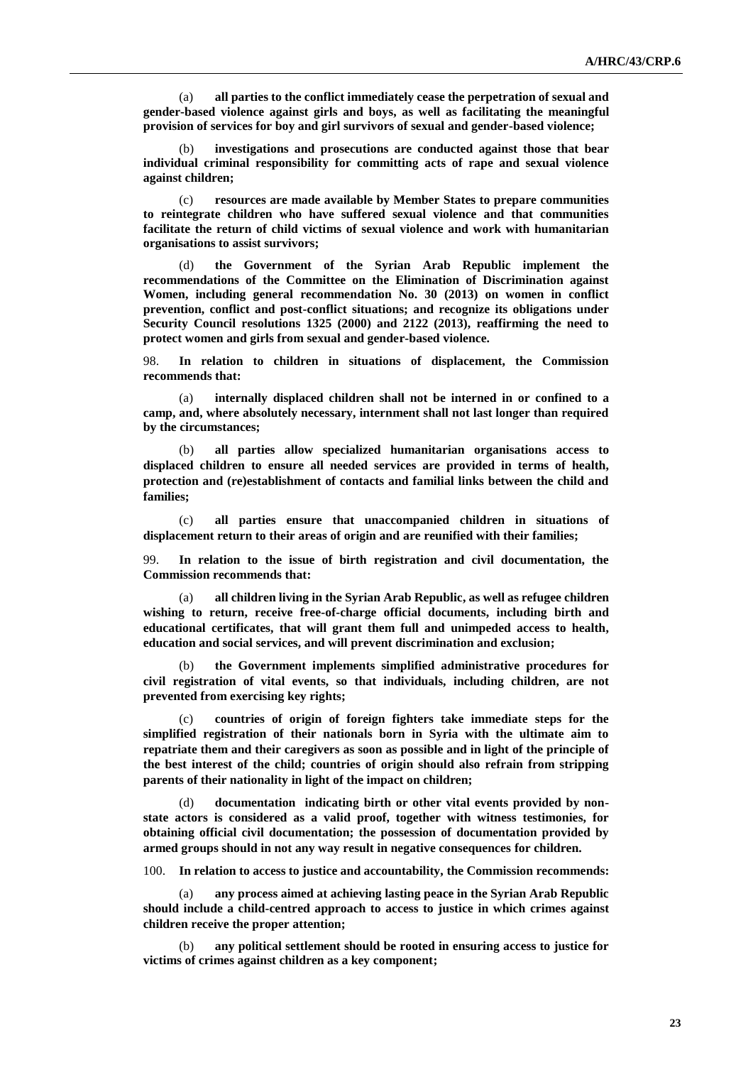(a) **all parties to the conflict immediately cease the perpetration of sexual and gender-based violence against girls and boys, as well as facilitating the meaningful provision of services for boy and girl survivors of sexual and gender-based violence;**

(b) **investigations and prosecutions are conducted against those that bear individual criminal responsibility for committing acts of rape and sexual violence against children;**

(c) **resources are made available by Member States to prepare communities to reintegrate children who have suffered sexual violence and that communities facilitate the return of child victims of sexual violence and work with humanitarian organisations to assist survivors;**

(d) **the Government of the Syrian Arab Republic implement the recommendations of the Committee on the Elimination of Discrimination against Women, including general recommendation No. 30 (2013) on women in conflict prevention, conflict and post-conflict situations; and recognize its obligations under Security Council resolutions 1325 (2000) and 2122 (2013), reaffirming the need to protect women and girls from sexual and gender-based violence.**

98. **In relation to children in situations of displacement, the Commission recommends that:**

(a) **internally displaced children shall not be interned in or confined to a camp, and, where absolutely necessary, internment shall not last longer than required by the circumstances;**

(b) **all parties allow specialized humanitarian organisations access to displaced children to ensure all needed services are provided in terms of health, protection and (re)establishment of contacts and familial links between the child and families;**

(c) **all parties ensure that unaccompanied children in situations of displacement return to their areas of origin and are reunified with their families;**

99. **In relation to the issue of birth registration and civil documentation, the Commission recommends that:**

(a) **all children living in the Syrian Arab Republic, as well as refugee children wishing to return, receive free-of-charge official documents, including birth and educational certificates, that will grant them full and unimpeded access to health, education and social services, and will prevent discrimination and exclusion;**

(b) **the Government implements simplified administrative procedures for civil registration of vital events, so that individuals, including children, are not prevented from exercising key rights;**

(c) **countries of origin of foreign fighters take immediate steps for the simplified registration of their nationals born in Syria with the ultimate aim to repatriate them and their caregivers as soon as possible and in light of the principle of the best interest of the child; countries of origin should also refrain from stripping parents of their nationality in light of the impact on children;**

(d) **documentation indicating birth or other vital events provided by non-state actors is considered as a valid proof, together with witness testimonies, for obtaining official civil documentation; the possession of documentation provided by armed groups should in not any way result in negative consequences for children.**

100. **In relation to access to justice and accountability, the Commission recommends:**

(a) **any process aimed at achieving lasting peace in the Syrian Arab Republic should include a child-centred approach to access to justice in which crimes against children receive the proper attention;**

(b) **any political settlement should be rooted in ensuring access to justice for victims of crimes against children as a key component;**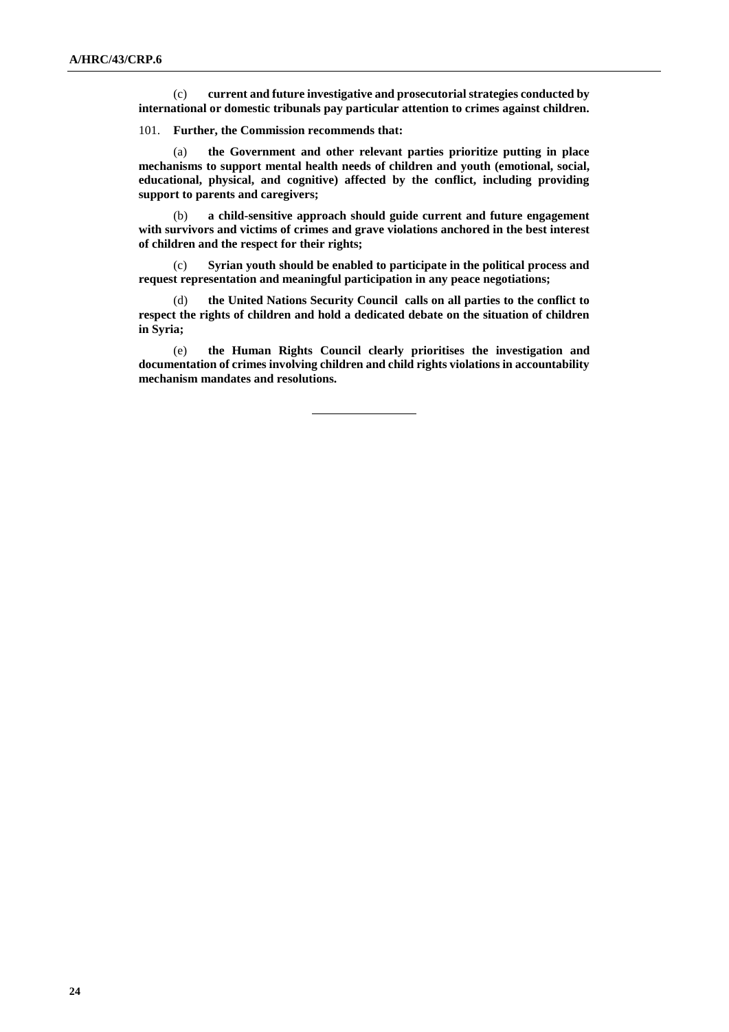(c) **current and future investigative and prosecutorial strategies conducted by international or domestic tribunals pay particular attention to crimes against children.**

101. **Further, the Commission recommends that:**

(a) **the Government and other relevant parties prioritize putting in place mechanisms to support mental health needs of children and youth (emotional, social, educational, physical, and cognitive) affected by the conflict, including providing support to parents and caregivers;**

(b) **a child-sensitive approach should guide current and future engagement with survivors and victims of crimes and grave violations anchored in the best interest of children and the respect for their rights;**

(c) **Syrian youth should be enabled to participate in the political process and request representation and meaningful participation in any peace negotiations;**

(d) **the United Nations Security Council calls on all parties to the conflict to respect the rights of children and hold a dedicated debate on the situation of children in Syria;**

(e) **the Human Rights Council clearly prioritises the investigation and documentation of crimes involving children and child rights violations in accountability mechanism mandates and resolutions.**